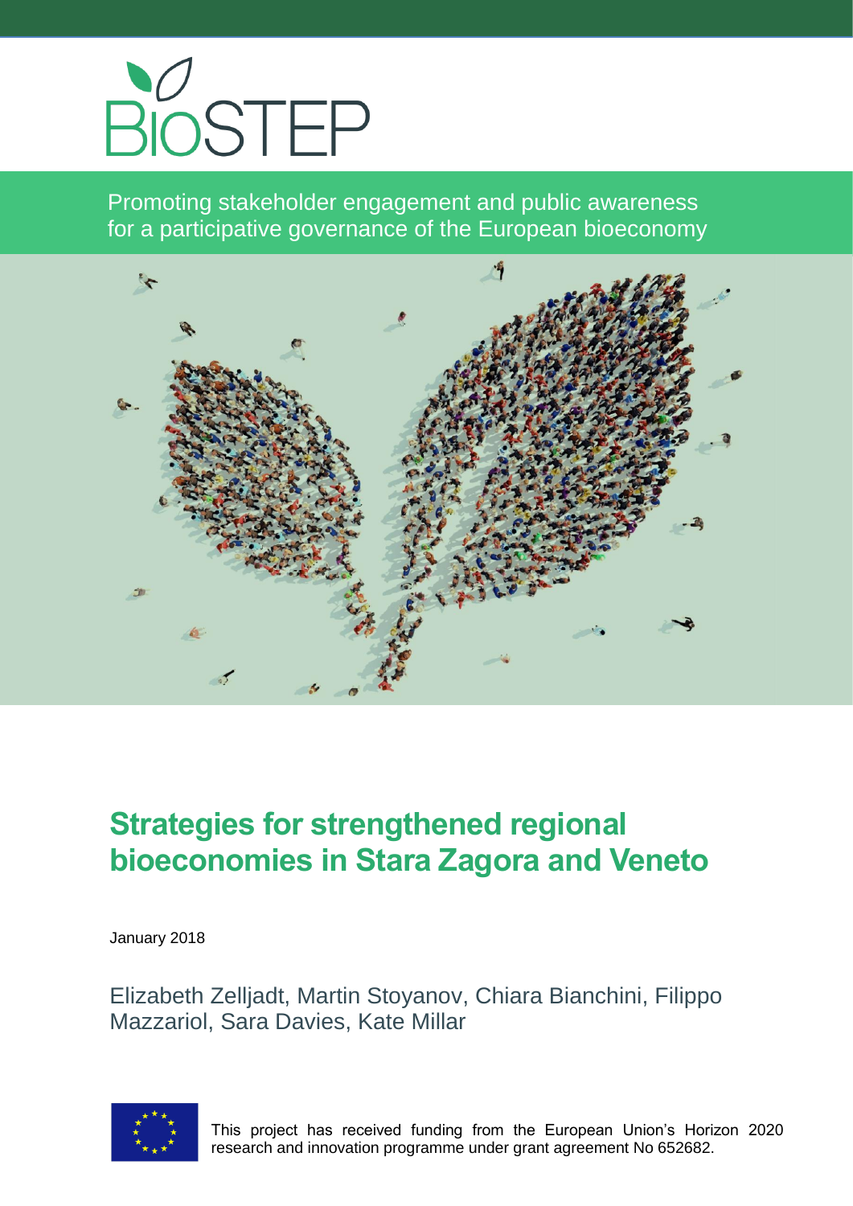BioSTEP

Promoting stakeholder engagement and public awareness for a participative governance of the European bioeconomy

# Strategies for strengthened regional bioeconomies in Stara Zagora and Veneto

January 2018

Elizabeth Zelljadt, Martin Stoyanov, Chiara Bianchini, Filippo Mazzariol, Sara Davies, Kate Millar

This project has received funding from the European Union's Horizon 2020 research and innovation programme under grant agreement No 652682.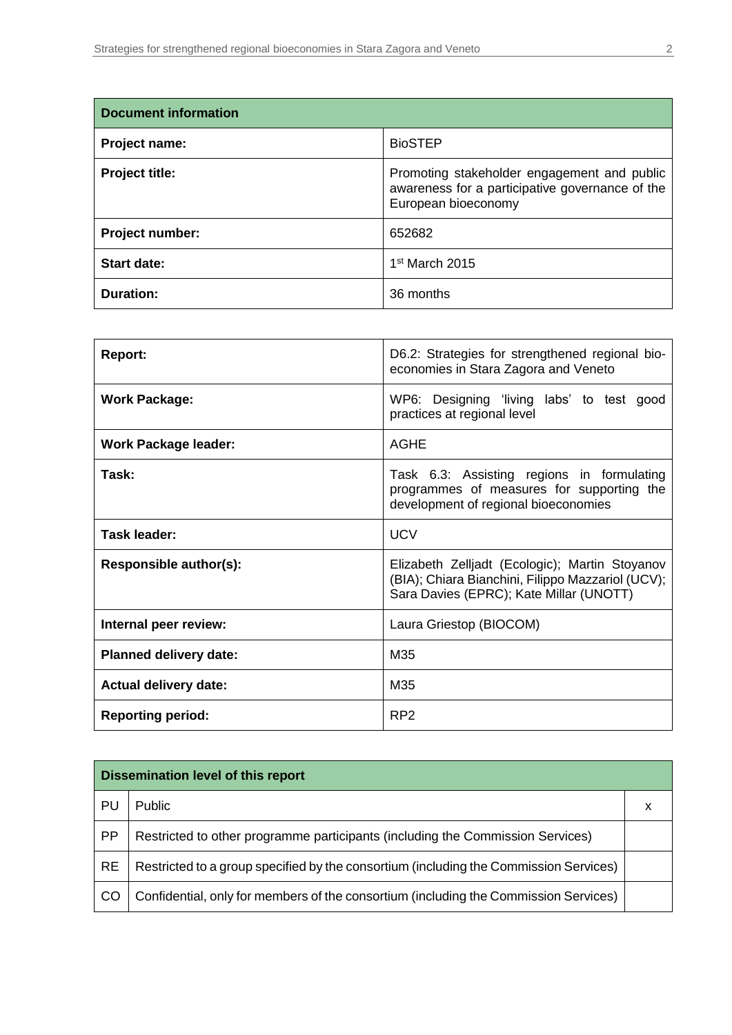| Document information | |
|---|---|
| **Project name:** | BioSTEP |
| **Project title:** | Promoting stakeholder engagement and public awareness for a participative governance of the European bioeconomy |
| **Project number:** | 652682 |
| **Start date:** | 1st March 2015 |
| **Duration:** | 36 months |

| | |
|---|---|
| **Report:** | D6.2: Strategies for strengthened regional bio-economies in Stara Zagora and Veneto |
| **Work Package:** | WP6: Designing 'living labs' to test good practices at regional level |
| **Work Package leader:** | AGHE |
| **Task:** | Task 6.3: Assisting regions in formulating programmes of measures for supporting the development of regional bioeconomies |
| **Task leader:** | UCV |
| **Responsible author(s):** | Elizabeth Zelljadt (Ecologic); Martin Stoyanov (BIA); Chiara Bianchini, Filippo Mazzariol (UCV); Sara Davies (EPRC); Kate Millar (UNOTT) |
| **Internal peer review:** | Laura Griestop (BIOCOM) |
| **Planned delivery date:** | M35 |
| **Actual delivery date:** | M35 |
| **Reporting period:** | RP2 |

| Dissemination level of this report | | |
|---|---|---|
| PU | Public | x |
| PP | Restricted to other programme participants (including the Commission Services) | |
| RE | Restricted to a group specified by the consortium (including the Commission Services) | |
| CO | Confidential, only for members of the consortium (including the Commission Services) | |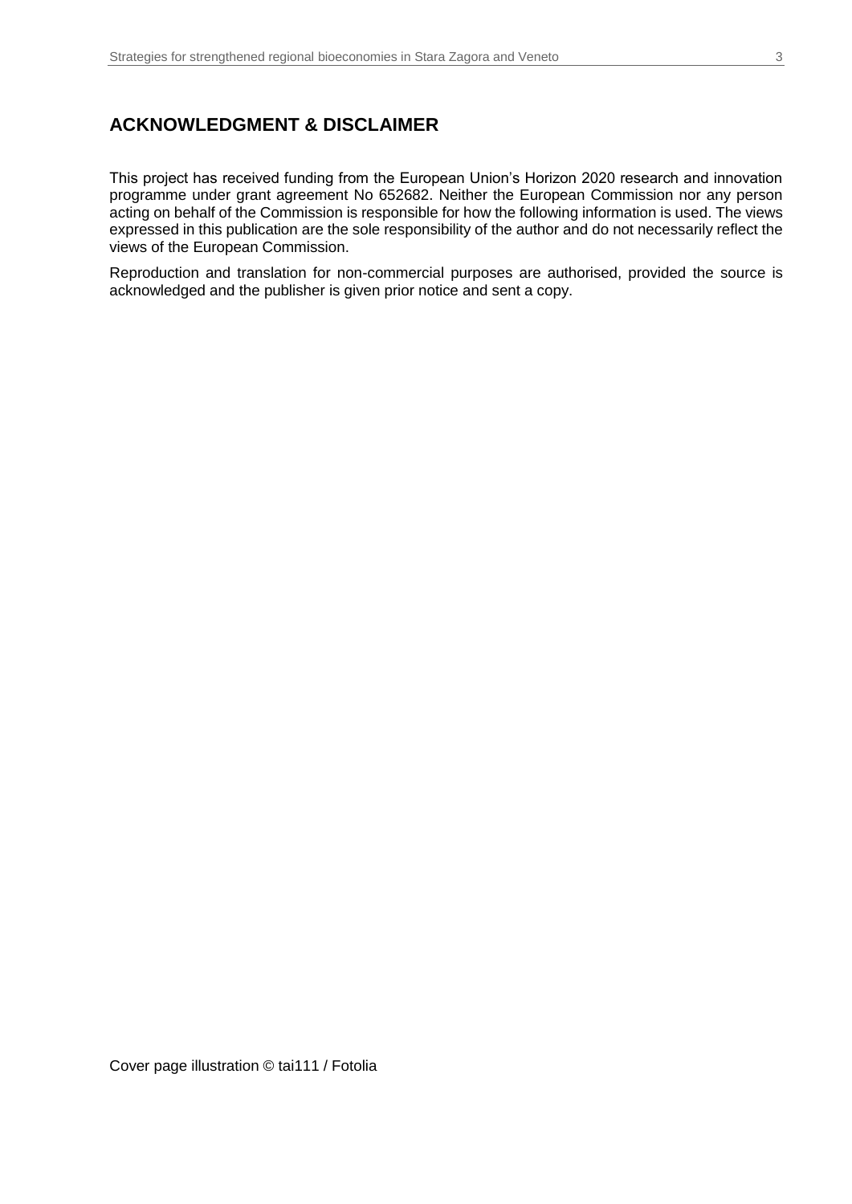## ACKNOWLEDGMENT & DISCLAIMER

This project has received funding from the European Union's Horizon 2020 research and innovation programme under grant agreement No 652682. Neither the European Commission nor any person acting on behalf of the Commission is responsible for how the following information is used. The views expressed in this publication are the sole responsibility of the author and do not necessarily reflect the views of the European Commission.

Reproduction and translation for non-commercial purposes are authorised, provided the source is acknowledged and the publisher is given prior notice and sent a copy.

Cover page illustration © tai111 / Fotolia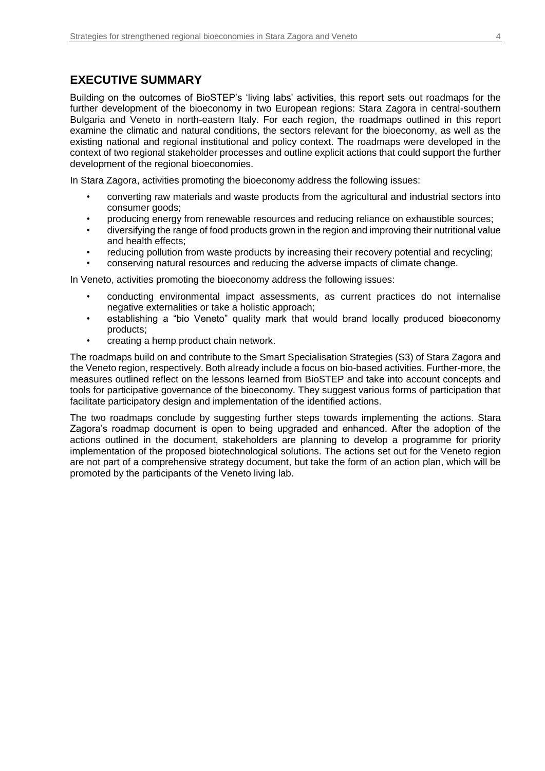## EXECUTIVE SUMMARY

Building on the outcomes of BioSTEP's 'living labs' activities, this report sets out roadmaps for the further development of the bioeconomy in two European regions: Stara Zagora in central-southern Bulgaria and Veneto in north-eastern Italy. For each region, the roadmaps outlined in this report examine the climatic and natural conditions, the sectors relevant for the bioeconomy, as well as the existing national and regional institutional and policy context. The roadmaps were developed in the context of two regional stakeholder processes and outline explicit actions that could support the further development of the regional bioeconomies.

In Stara Zagora, activities promoting the bioeconomy address the following issues:

- converting raw materials and waste products from the agricultural and industrial sectors into consumer goods;
- producing energy from renewable resources and reducing reliance on exhaustible sources;
- diversifying the range of food products grown in the region and improving their nutritional value and health effects;
- reducing pollution from waste products by increasing their recovery potential and recycling;
- conserving natural resources and reducing the adverse impacts of climate change.

In Veneto, activities promoting the bioeconomy address the following issues:

- conducting environmental impact assessments, as current practices do not internalise negative externalities or take a holistic approach;
- establishing a "bio Veneto" quality mark that would brand locally produced bioeconomy products;
- creating a hemp product chain network.

The roadmaps build on and contribute to the Smart Specialisation Strategies (S3) of Stara Zagora and the Veneto region, respectively. Both already include a focus on bio-based activities. Further-more, the measures outlined reflect on the lessons learned from BioSTEP and take into account concepts and tools for participative governance of the bioeconomy. They suggest various forms of participation that facilitate participatory design and implementation of the identified actions.

The two roadmaps conclude by suggesting further steps towards implementing the actions. Stara Zagora's roadmap document is open to being upgraded and enhanced. After the adoption of the actions outlined in the document, stakeholders are planning to develop a programme for priority implementation of the proposed biotechnological solutions. The actions set out for the Veneto region are not part of a comprehensive strategy document, but take the form of an action plan, which will be promoted by the participants of the Veneto living lab.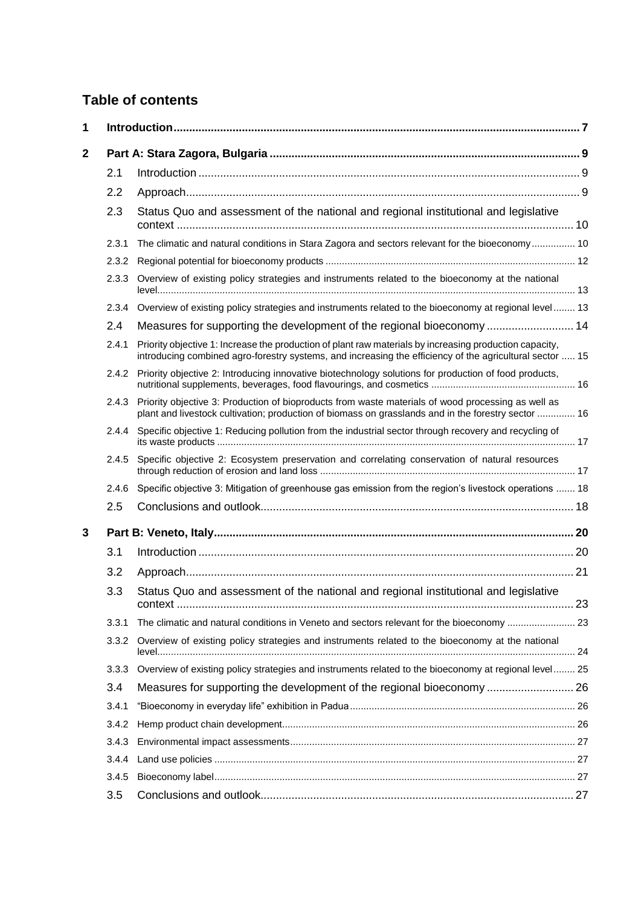## Table of contents

**1 Introduction** ... 7

**2 Part A: Stara Zagora, Bulgaria** ... 9

- 2.1 Introduction ... 9
- 2.2 Approach ... 9
- 2.3 Status Quo and assessment of the national and regional institutional and legislative context ... 10
  - 2.3.1 The climatic and natural conditions in Stara Zagora and sectors relevant for the bioeconomy ... 10
  - 2.3.2 Regional potential for bioeconomy products ... 12
  - 2.3.3 Overview of existing policy strategies and instruments related to the bioeconomy at the national level ... 13
  - 2.3.4 Overview of existing policy strategies and instruments related to the bioeconomy at regional level ... 13
- 2.4 Measures for supporting the development of the regional bioeconomy ... 14
  - 2.4.1 Priority objective 1: Increase the production of plant raw materials by increasing production capacity, introducing combined agro-forestry systems, and increasing the efficiency of the agricultural sector ... 15
  - 2.4.2 Priority objective 2: Introducing innovative biotechnology solutions for production of food products, nutritional supplements, beverages, food flavourings, and cosmetics ... 16
  - 2.4.3 Priority objective 3: Production of bioproducts from waste materials of wood processing as well as plant and livestock cultivation; production of biomass on grasslands and in the forestry sector ... 16
  - 2.4.4 Specific objective 1: Reducing pollution from the industrial sector through recovery and recycling of its waste products ... 17
  - 2.4.5 Specific objective 2: Ecosystem preservation and correlating conservation of natural resources through reduction of erosion and land loss ... 17
  - 2.4.6 Specific objective 3: Mitigation of greenhouse gas emission from the region's livestock operations ... 18
- 2.5 Conclusions and outlook ... 18

**3 Part B: Veneto, Italy** ... 20

- 3.1 Introduction ... 20
- 3.2 Approach ... 21
- 3.3 Status Quo and assessment of the national and regional institutional and legislative context ... 23
  - 3.3.1 The climatic and natural conditions in Veneto and sectors relevant for the bioeconomy ... 23
  - 3.3.2 Overview of existing policy strategies and instruments related to the bioeconomy at the national level ... 24
  - 3.3.3 Overview of existing policy strategies and instruments related to the bioeconomy at regional level ... 25
- 3.4 Measures for supporting the development of the regional bioeconomy ... 26
  - 3.4.1 "Bioeconomy in everyday life" exhibition in Padua ... 26
  - 3.4.2 Hemp product chain development ... 26
  - 3.4.3 Environmental impact assessments ... 27
  - 3.4.4 Land use policies ... 27
  - 3.4.5 Bioeconomy label ... 27
- 3.5 Conclusions and outlook ... 27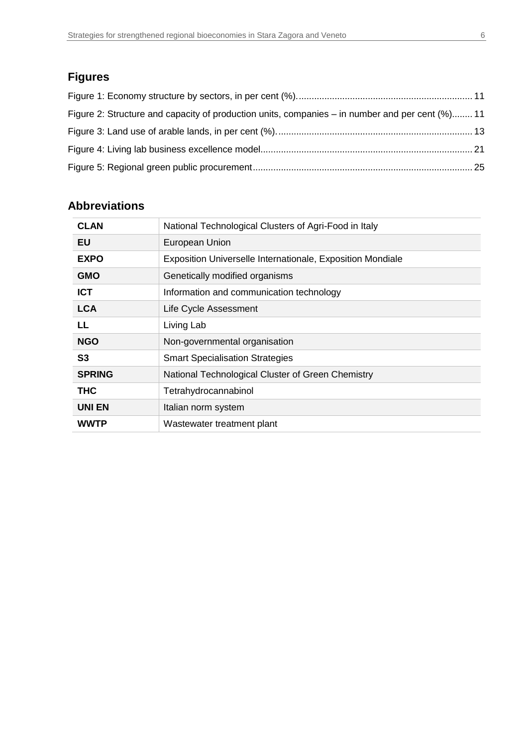## Figures

Figure 1: Economy structure by sectors, in per cent (%). 11
Figure 2: Structure and capacity of production units, companies – in number and per cent (%) 11
Figure 3: Land use of arable lands, in per cent (%). 13
Figure 4: Living lab business excellence model 21
Figure 5: Regional green public procurement 25

## Abbreviations

| | |
|---|---|
| **CLAN** | National Technological Clusters of Agri-Food in Italy |
| **EU** | European Union |
| **EXPO** | Exposition Universelle Internationale, Exposition Mondiale |
| **GMO** | Genetically modified organisms |
| **ICT** | Information and communication technology |
| **LCA** | Life Cycle Assessment |
| **LL** | Living Lab |
| **NGO** | Non-governmental organisation |
| **S3** | Smart Specialisation Strategies |
| **SPRING** | National Technological Cluster of Green Chemistry |
| **THC** | Tetrahydrocannabinol |
| **UNI EN** | Italian norm system |
| **WWTP** | Wastewater treatment plant |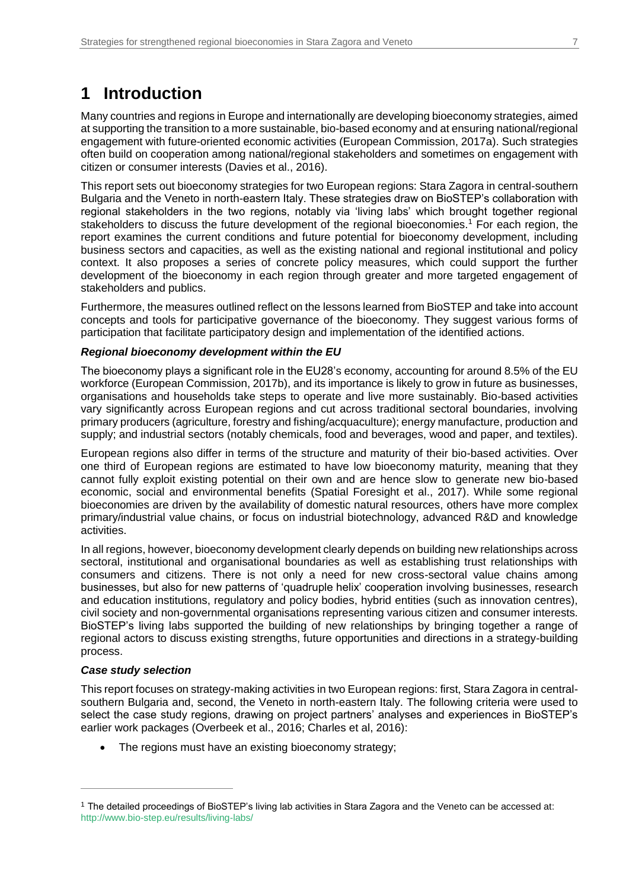# 1 Introduction

Many countries and regions in Europe and internationally are developing bioeconomy strategies, aimed at supporting the transition to a more sustainable, bio-based economy and at ensuring national/regional engagement with future-oriented economic activities (European Commission, 2017a). Such strategies often build on cooperation among national/regional stakeholders and sometimes on engagement with citizen or consumer interests (Davies et al., 2016).

This report sets out bioeconomy strategies for two European regions: Stara Zagora in central-southern Bulgaria and the Veneto in north-eastern Italy. These strategies draw on BioSTEP's collaboration with regional stakeholders in the two regions, notably via 'living labs' which brought together regional stakeholders to discuss the future development of the regional bioeconomies.[1] For each region, the report examines the current conditions and future potential for bioeconomy development, including business sectors and capacities, as well as the existing national and regional institutional and policy context. It also proposes a series of concrete policy measures, which could support the further development of the bioeconomy in each region through greater and more targeted engagement of stakeholders and publics.

Furthermore, the measures outlined reflect on the lessons learned from BioSTEP and take into account concepts and tools for participative governance of the bioeconomy. They suggest various forms of participation that facilitate participatory design and implementation of the identified actions.

### *Regional bioeconomy development within the EU*

The bioeconomy plays a significant role in the EU28's economy, accounting for around 8.5% of the EU workforce (European Commission, 2017b), and its importance is likely to grow in future as businesses, organisations and households take steps to operate and live more sustainably. Bio-based activities vary significantly across European regions and cut across traditional sectoral boundaries, involving primary producers (agriculture, forestry and fishing/acquaculture); energy manufacture, production and supply; and industrial sectors (notably chemicals, food and beverages, wood and paper, and textiles).

European regions also differ in terms of the structure and maturity of their bio-based activities. Over one third of European regions are estimated to have low bioeconomy maturity, meaning that they cannot fully exploit existing potential on their own and are hence slow to generate new bio-based economic, social and environmental benefits (Spatial Foresight et al., 2017). While some regional bioeconomies are driven by the availability of domestic natural resources, others have more complex primary/industrial value chains, or focus on industrial biotechnology, advanced R&D and knowledge activities.

In all regions, however, bioeconomy development clearly depends on building new relationships across sectoral, institutional and organisational boundaries as well as establishing trust relationships with consumers and citizens. There is not only a need for new cross-sectoral value chains among businesses, but also for new patterns of 'quadruple helix' cooperation involving businesses, research and education institutions, regulatory and policy bodies, hybrid entities (such as innovation centres), civil society and non-governmental organisations representing various citizen and consumer interests. BioSTEP's living labs supported the building of new relationships by bringing together a range of regional actors to discuss existing strengths, future opportunities and directions in a strategy-building process.

### *Case study selection*

This report focuses on strategy-making activities in two European regions: first, Stara Zagora in central-southern Bulgaria and, second, the Veneto in north-eastern Italy. The following criteria were used to select the case study regions, drawing on project partners' analyses and experiences in BioSTEP's earlier work packages (Overbeek et al., 2016; Charles et al, 2016):

- The regions must have an existing bioeconomy strategy;

[1] The detailed proceedings of BioSTEP's living lab activities in Stara Zagora and the Veneto can be accessed at: http://www.bio-step.eu/results/living-labs/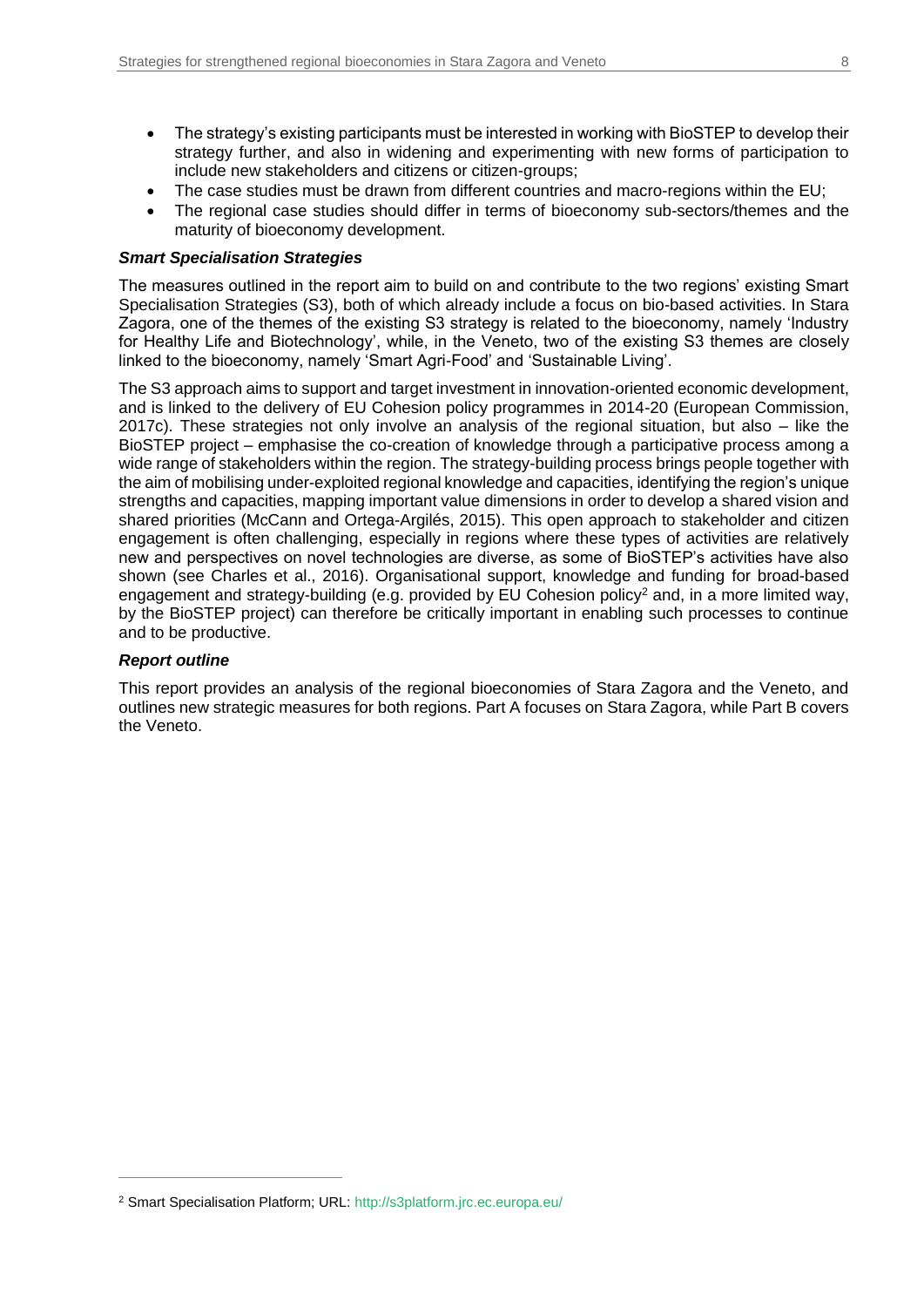- The strategy's existing participants must be interested in working with BioSTEP to develop their strategy further, and also in widening and experimenting with new forms of participation to include new stakeholders and citizens or citizen-groups;
- The case studies must be drawn from different countries and macro-regions within the EU;
- The regional case studies should differ in terms of bioeconomy sub-sectors/themes and the maturity of bioeconomy development.

***Smart Specialisation Strategies***

The measures outlined in the report aim to build on and contribute to the two regions' existing Smart Specialisation Strategies (S3), both of which already include a focus on bio-based activities. In Stara Zagora, one of the themes of the existing S3 strategy is related to the bioeconomy, namely 'Industry for Healthy Life and Biotechnology', while, in the Veneto, two of the existing S3 themes are closely linked to the bioeconomy, namely 'Smart Agri-Food' and 'Sustainable Living'.

The S3 approach aims to support and target investment in innovation-oriented economic development, and is linked to the delivery of EU Cohesion policy programmes in 2014-20 (European Commission, 2017c). These strategies not only involve an analysis of the regional situation, but also – like the BioSTEP project – emphasise the co-creation of knowledge through a participative process among a wide range of stakeholders within the region. The strategy-building process brings people together with the aim of mobilising under-exploited regional knowledge and capacities, identifying the region's unique strengths and capacities, mapping important value dimensions in order to develop a shared vision and shared priorities (McCann and Ortega-Argilés, 2015). This open approach to stakeholder and citizen engagement is often challenging, especially in regions where these types of activities are relatively new and perspectives on novel technologies are diverse, as some of BioSTEP's activities have also shown (see Charles et al., 2016). Organisational support, knowledge and funding for broad-based engagement and strategy-building (e.g. provided by EU Cohesion policy[2] and, in a more limited way, by the BioSTEP project) can therefore be critically important in enabling such processes to continue and to be productive.

***Report outline***

This report provides an analysis of the regional bioeconomies of Stara Zagora and the Veneto, and outlines new strategic measures for both regions. Part A focuses on Stara Zagora, while Part B covers the Veneto.

[2] Smart Specialisation Platform; URL: http://s3platform.jrc.ec.europa.eu/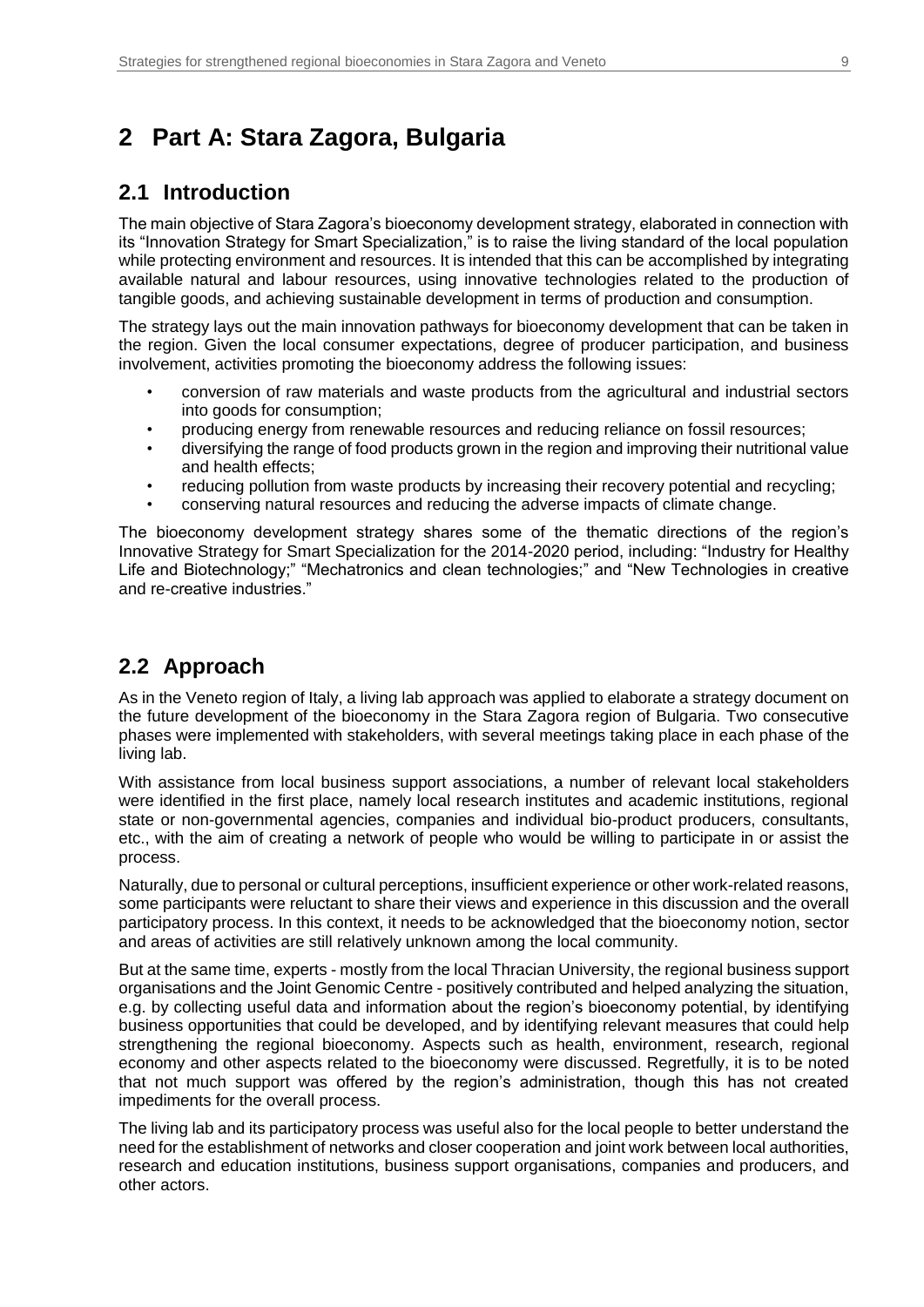# 2 Part A: Stara Zagora, Bulgaria

## 2.1 Introduction

The main objective of Stara Zagora's bioeconomy development strategy, elaborated in connection with its "Innovation Strategy for Smart Specialization," is to raise the living standard of the local population while protecting environment and resources. It is intended that this can be accomplished by integrating available natural and labour resources, using innovative technologies related to the production of tangible goods, and achieving sustainable development in terms of production and consumption.

The strategy lays out the main innovation pathways for bioeconomy development that can be taken in the region. Given the local consumer expectations, degree of producer participation, and business involvement, activities promoting the bioeconomy address the following issues:

- conversion of raw materials and waste products from the agricultural and industrial sectors into goods for consumption;
- producing energy from renewable resources and reducing reliance on fossil resources;
- diversifying the range of food products grown in the region and improving their nutritional value and health effects;
- reducing pollution from waste products by increasing their recovery potential and recycling;
- conserving natural resources and reducing the adverse impacts of climate change.

The bioeconomy development strategy shares some of the thematic directions of the region's Innovative Strategy for Smart Specialization for the 2014-2020 period, including: "Industry for Healthy Life and Biotechnology;" "Mechatronics and clean technologies;" and "New Technologies in creative and re-creative industries."

## 2.2 Approach

As in the Veneto region of Italy, a living lab approach was applied to elaborate a strategy document on the future development of the bioeconomy in the Stara Zagora region of Bulgaria. Two consecutive phases were implemented with stakeholders, with several meetings taking place in each phase of the living lab.

With assistance from local business support associations, a number of relevant local stakeholders were identified in the first place, namely local research institutes and academic institutions, regional state or non-governmental agencies, companies and individual bio-product producers, consultants, etc., with the aim of creating a network of people who would be willing to participate in or assist the process.

Naturally, due to personal or cultural perceptions, insufficient experience or other work-related reasons, some participants were reluctant to share their views and experience in this discussion and the overall participatory process. In this context, it needs to be acknowledged that the bioeconomy notion, sector and areas of activities are still relatively unknown among the local community.

But at the same time, experts - mostly from the local Thracian University, the regional business support organisations and the Joint Genomic Centre - positively contributed and helped analyzing the situation, e.g. by collecting useful data and information about the region's bioeconomy potential, by identifying business opportunities that could be developed, and by identifying relevant measures that could help strengthening the regional bioeconomy. Aspects such as health, environment, research, regional economy and other aspects related to the bioeconomy were discussed. Regretfully, it is to be noted that not much support was offered by the region's administration, though this has not created impediments for the overall process.

The living lab and its participatory process was useful also for the local people to better understand the need for the establishment of networks and closer cooperation and joint work between local authorities, research and education institutions, business support organisations, companies and producers, and other actors.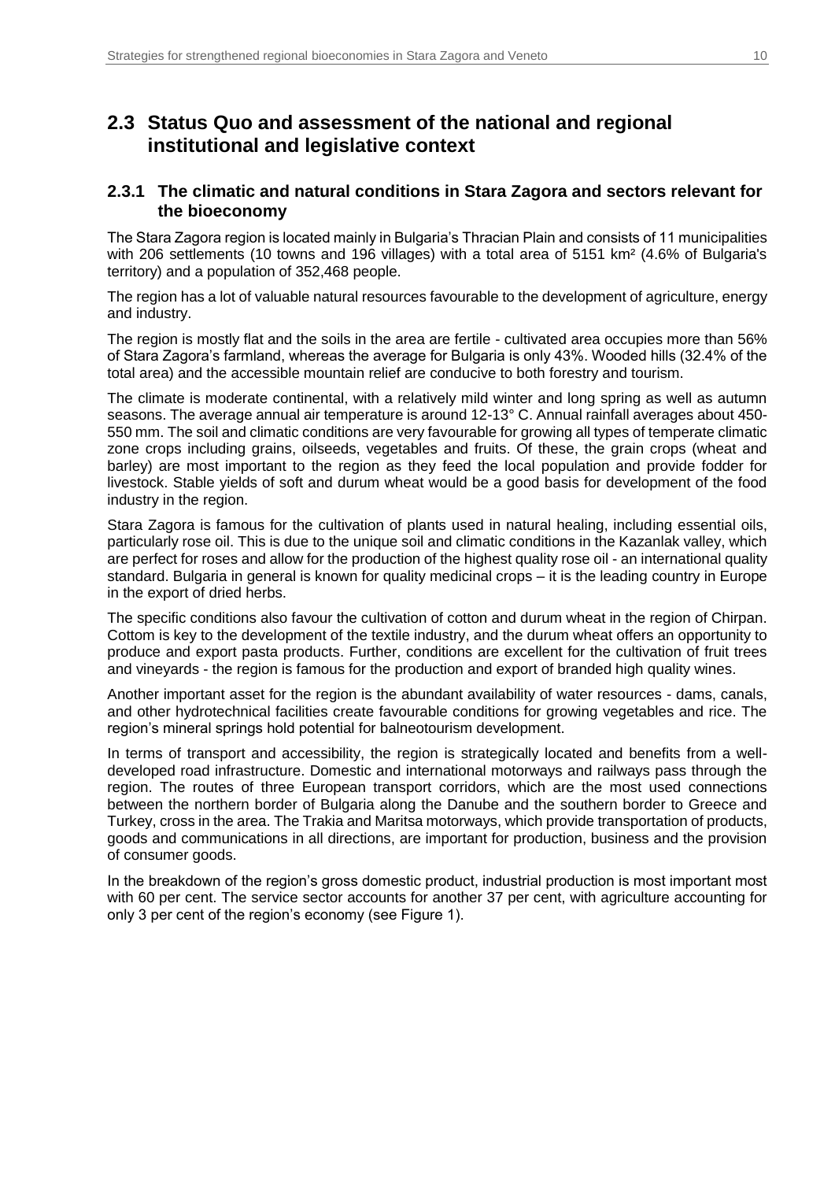## 2.3 Status Quo and assessment of the national and regional institutional and legislative context

### 2.3.1 The climatic and natural conditions in Stara Zagora and sectors relevant for the bioeconomy

The Stara Zagora region is located mainly in Bulgaria's Thracian Plain and consists of 11 municipalities with 206 settlements (10 towns and 196 villages) with a total area of 5151 km² (4.6% of Bulgaria's territory) and a population of 352,468 people.

The region has a lot of valuable natural resources favourable to the development of agriculture, energy and industry.

The region is mostly flat and the soils in the area are fertile - cultivated area occupies more than 56% of Stara Zagora's farmland, whereas the average for Bulgaria is only 43%. Wooded hills (32.4% of the total area) and the accessible mountain relief are conducive to both forestry and tourism.

The climate is moderate continental, with a relatively mild winter and long spring as well as autumn seasons. The average annual air temperature is around 12-13° C. Annual rainfall averages about 450-550 mm. The soil and climatic conditions are very favourable for growing all types of temperate climatic zone crops including grains, oilseeds, vegetables and fruits. Of these, the grain crops (wheat and barley) are most important to the region as they feed the local population and provide fodder for livestock. Stable yields of soft and durum wheat would be a good basis for development of the food industry in the region.

Stara Zagora is famous for the cultivation of plants used in natural healing, including essential oils, particularly rose oil. This is due to the unique soil and climatic conditions in the Kazanlak valley, which are perfect for roses and allow for the production of the highest quality rose oil - an international quality standard. Bulgaria in general is known for quality medicinal crops – it is the leading country in Europe in the export of dried herbs.

The specific conditions also favour the cultivation of cotton and durum wheat in the region of Chirpan. Cottom is key to the development of the textile industry, and the durum wheat offers an opportunity to produce and export pasta products. Further, conditions are excellent for the cultivation of fruit trees and vineyards - the region is famous for the production and export of branded high quality wines.

Another important asset for the region is the abundant availability of water resources - dams, canals, and other hydrotechnical facilities create favourable conditions for growing vegetables and rice. The region's mineral springs hold potential for balneotourism development.

In terms of transport and accessibility, the region is strategically located and benefits from a well-developed road infrastructure. Domestic and international motorways and railways pass through the region. The routes of three European transport corridors, which are the most used connections between the northern border of Bulgaria along the Danube and the southern border to Greece and Turkey, cross in the area. The Trakia and Maritsa motorways, which provide transportation of products, goods and communications in all directions, are important for production, business and the provision of consumer goods.

In the breakdown of the region's gross domestic product, industrial production is most important most with 60 per cent. The service sector accounts for another 37 per cent, with agriculture accounting for only 3 per cent of the region's economy (see Figure 1).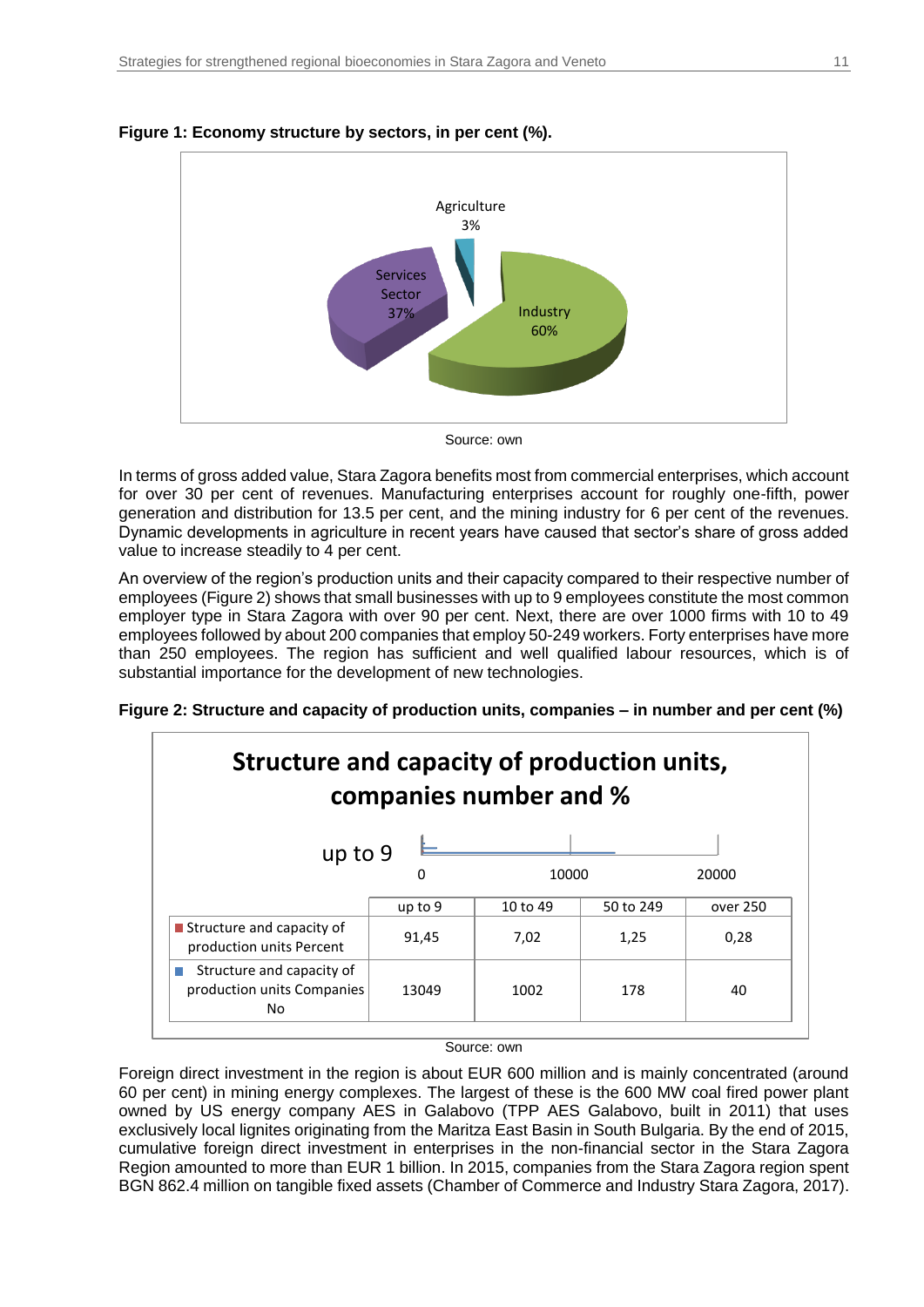**Figure 1: Economy structure by sectors, in per cent (%).**

| Sector | Share |
|---|---|
| Agriculture | 3% |
| Services Sector | 37% |
| Industry | 60% |

Source: own

In terms of gross added value, Stara Zagora benefits most from commercial enterprises, which account for over 30 per cent of revenues. Manufacturing enterprises account for roughly one-fifth, power generation and distribution for 13.5 per cent, and the mining industry for 6 per cent of the revenues. Dynamic developments in agriculture in recent years have caused that sector's share of gross added value to increase steadily to 4 per cent.

An overview of the region's production units and their capacity compared to their respective number of employees (Figure 2) shows that small businesses with up to 9 employees constitute the most common employer type in Stara Zagora with over 90 per cent. Next, there are over 1000 firms with 10 to 49 employees followed by about 200 companies that employ 50-249 workers. Forty enterprises have more than 250 employees. The region has sufficient and well qualified labour resources, which is of substantial importance for the development of new technologies.

**Figure 2: Structure and capacity of production units, companies – in number and per cent (%)**

Structure and capacity of production units, companies number and %

| | up to 9 | 10 to 49 | 50 to 249 | over 250 |
|---|---|---|---|---|
| Structure and capacity of production units Percent | 91,45 | 7,02 | 1,25 | 0,28 |
| Structure and capacity of production units Companies No | 13049 | 1002 | 178 | 40 |

Source: own

Foreign direct investment in the region is about EUR 600 million and is mainly concentrated (around 60 per cent) in mining energy complexes. The largest of these is the 600 MW coal fired power plant owned by US energy company AES in Galabovo (TPP AES Galabovo, built in 2011) that uses exclusively local lignites originating from the Maritza East Basin in South Bulgaria. By the end of 2015, cumulative foreign direct investment in enterprises in the non-financial sector in the Stara Zagora Region amounted to more than EUR 1 billion. In 2015, companies from the Stara Zagora region spent BGN 862.4 million on tangible fixed assets (Chamber of Commerce and Industry Stara Zagora, 2017).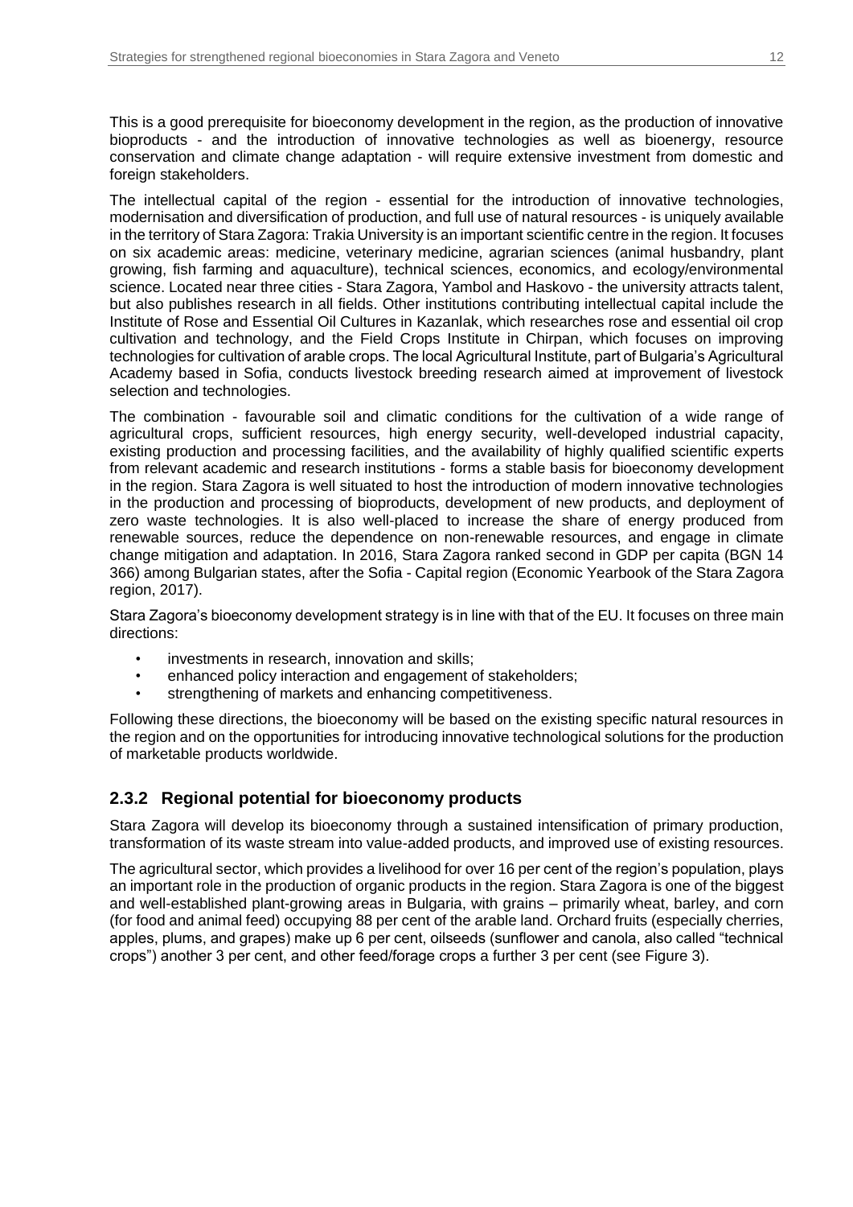This is a good prerequisite for bioeconomy development in the region, as the production of innovative bioproducts - and the introduction of innovative technologies as well as bioenergy, resource conservation and climate change adaptation - will require extensive investment from domestic and foreign stakeholders.

The intellectual capital of the region - essential for the introduction of innovative technologies, modernisation and diversification of production, and full use of natural resources - is uniquely available in the territory of Stara Zagora: Trakia University is an important scientific centre in the region. It focuses on six academic areas: medicine, veterinary medicine, agrarian sciences (animal husbandry, plant growing, fish farming and aquaculture), technical sciences, economics, and ecology/environmental science. Located near three cities - Stara Zagora, Yambol and Haskovo - the university attracts talent, but also publishes research in all fields. Other institutions contributing intellectual capital include the Institute of Rose and Essential Oil Cultures in Kazanlak, which researches rose and essential oil crop cultivation and technology, and the Field Crops Institute in Chirpan, which focuses on improving technologies for cultivation of arable crops. The local Agricultural Institute, part of Bulgaria's Agricultural Academy based in Sofia, conducts livestock breeding research aimed at improvement of livestock selection and technologies.

The combination - favourable soil and climatic conditions for the cultivation of a wide range of agricultural crops, sufficient resources, high energy security, well-developed industrial capacity, existing production and processing facilities, and the availability of highly qualified scientific experts from relevant academic and research institutions - forms a stable basis for bioeconomy development in the region. Stara Zagora is well situated to host the introduction of modern innovative technologies in the production and processing of bioproducts, development of new products, and deployment of zero waste technologies. It is also well-placed to increase the share of energy produced from renewable sources, reduce the dependence on non-renewable resources, and engage in climate change mitigation and adaptation. In 2016, Stara Zagora ranked second in GDP per capita (BGN 14 366) among Bulgarian states, after the Sofia - Capital region (Economic Yearbook of the Stara Zagora region, 2017).

Stara Zagora's bioeconomy development strategy is in line with that of the EU. It focuses on three main directions:

- investments in research, innovation and skills;
- enhanced policy interaction and engagement of stakeholders;
- strengthening of markets and enhancing competitiveness.

Following these directions, the bioeconomy will be based on the existing specific natural resources in the region and on the opportunities for introducing innovative technological solutions for the production of marketable products worldwide.

### 2.3.2 Regional potential for bioeconomy products

Stara Zagora will develop its bioeconomy through a sustained intensification of primary production, transformation of its waste stream into value-added products, and improved use of existing resources.

The agricultural sector, which provides a livelihood for over 16 per cent of the region's population, plays an important role in the production of organic products in the region. Stara Zagora is one of the biggest and well-established plant-growing areas in Bulgaria, with grains – primarily wheat, barley, and corn (for food and animal feed) occupying 88 per cent of the arable land. Orchard fruits (especially cherries, apples, plums, and grapes) make up 6 per cent, oilseeds (sunflower and canola, also called "technical crops") another 3 per cent, and other feed/forage crops a further 3 per cent (see Figure 3).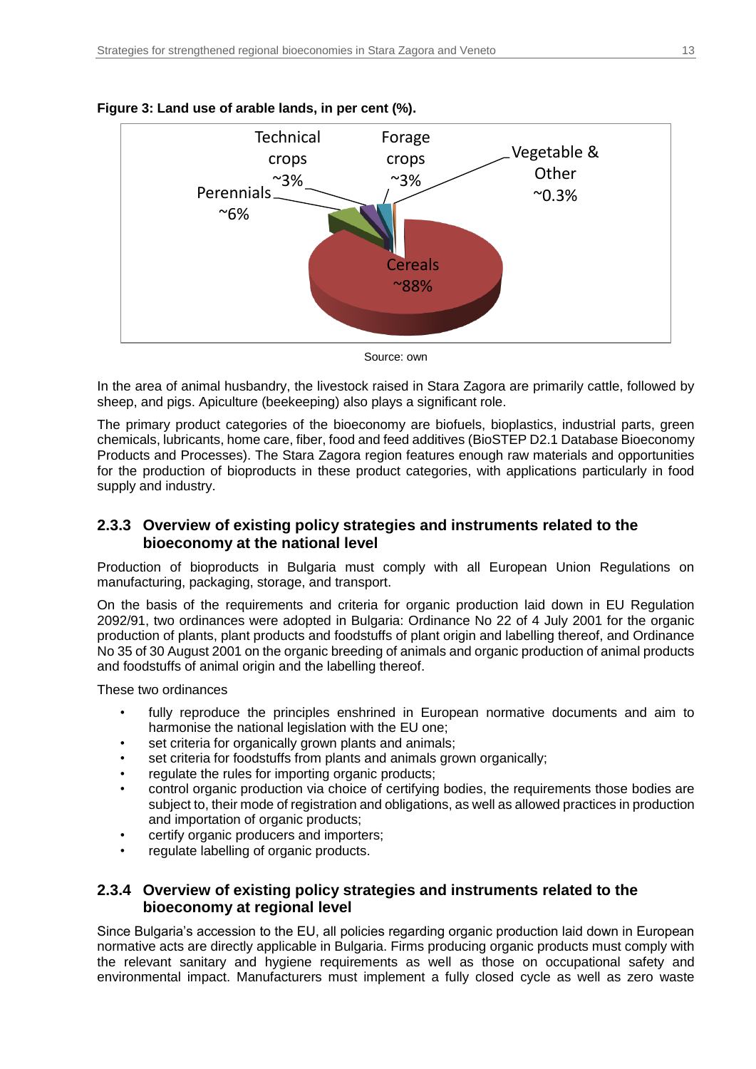**Figure 3: Land use of arable lands, in per cent (%).**

Source: own

In the area of animal husbandry, the livestock raised in Stara Zagora are primarily cattle, followed by sheep, and pigs. Apiculture (beekeeping) also plays a significant role.

The primary product categories of the bioeconomy are biofuels, bioplastics, industrial parts, green chemicals, lubricants, home care, fiber, food and feed additives (BioSTEP D2.1 Database Bioeconomy Products and Processes). The Stara Zagora region features enough raw materials and opportunities for the production of bioproducts in these product categories, with applications particularly in food supply and industry.

### 2.3.3 Overview of existing policy strategies and instruments related to the bioeconomy at the national level

Production of bioproducts in Bulgaria must comply with all European Union Regulations on manufacturing, packaging, storage, and transport.

On the basis of the requirements and criteria for organic production laid down in EU Regulation 2092/91, two ordinances were adopted in Bulgaria: Ordinance No 22 of 4 July 2001 for the organic production of plants, plant products and foodstuffs of plant origin and labelling thereof, and Ordinance No 35 of 30 August 2001 on the organic breeding of animals and organic production of animal products and foodstuffs of animal origin and the labelling thereof.

These two ordinances

- fully reproduce the principles enshrined in European normative documents and aim to harmonise the national legislation with the EU one;
- set criteria for organically grown plants and animals;
- set criteria for foodstuffs from plants and animals grown organically;
- regulate the rules for importing organic products;
- control organic production via choice of certifying bodies, the requirements those bodies are subject to, their mode of registration and obligations, as well as allowed practices in production and importation of organic products;
- certify organic producers and importers;
- regulate labelling of organic products.

### 2.3.4 Overview of existing policy strategies and instruments related to the bioeconomy at regional level

Since Bulgaria's accession to the EU, all policies regarding organic production laid down in European normative acts are directly applicable in Bulgaria. Firms producing organic products must comply with the relevant sanitary and hygiene requirements as well as those on occupational safety and environmental impact. Manufacturers must implement a fully closed cycle as well as zero waste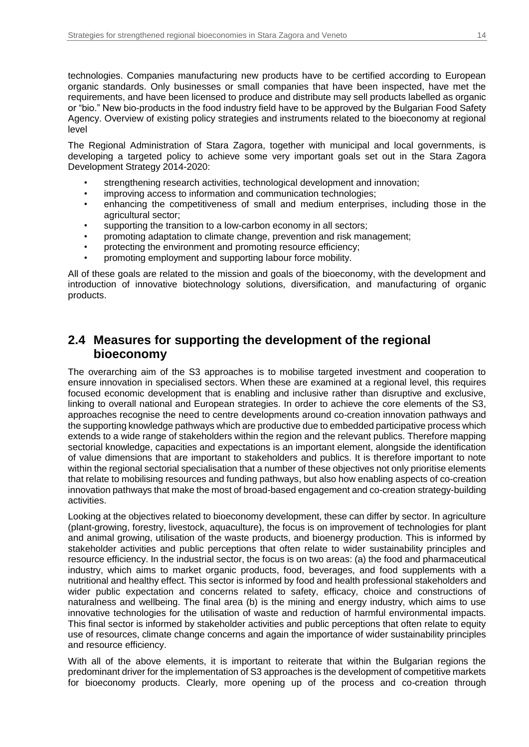technologies. Companies manufacturing new products have to be certified according to European organic standards. Only businesses or small companies that have been inspected, have met the requirements, and have been licensed to produce and distribute may sell products labelled as organic or "bio." New bio-products in the food industry field have to be approved by the Bulgarian Food Safety Agency. Overview of existing policy strategies and instruments related to the bioeconomy at regional level

The Regional Administration of Stara Zagora, together with municipal and local governments, is developing a targeted policy to achieve some very important goals set out in the Stara Zagora Development Strategy 2014-2020:

- strengthening research activities, technological development and innovation;
- improving access to information and communication technologies;
- enhancing the competitiveness of small and medium enterprises, including those in the agricultural sector;
- supporting the transition to a low-carbon economy in all sectors;
- promoting adaptation to climate change, prevention and risk management;
- protecting the environment and promoting resource efficiency;
- promoting employment and supporting labour force mobility.

All of these goals are related to the mission and goals of the bioeconomy, with the development and introduction of innovative biotechnology solutions, diversification, and manufacturing of organic products.

## 2.4 Measures for supporting the development of the regional bioeconomy

The overarching aim of the S3 approaches is to mobilise targeted investment and cooperation to ensure innovation in specialised sectors. When these are examined at a regional level, this requires focused economic development that is enabling and inclusive rather than disruptive and exclusive, linking to overall national and European strategies. In order to achieve the core elements of the S3, approaches recognise the need to centre developments around co-creation innovation pathways and the supporting knowledge pathways which are productive due to embedded participative process which extends to a wide range of stakeholders within the region and the relevant publics. Therefore mapping sectorial knowledge, capacities and expectations is an important element, alongside the identification of value dimensions that are important to stakeholders and publics. It is therefore important to note within the regional sectorial specialisation that a number of these objectives not only prioritise elements that relate to mobilising resources and funding pathways, but also how enabling aspects of co-creation innovation pathways that make the most of broad-based engagement and co-creation strategy-building activities.

Looking at the objectives related to bioeconomy development, these can differ by sector. In agriculture (plant-growing, forestry, livestock, aquaculture), the focus is on improvement of technologies for plant and animal growing, utilisation of the waste products, and bioenergy production. This is informed by stakeholder activities and public perceptions that often relate to wider sustainability principles and resource efficiency. In the industrial sector, the focus is on two areas: (a) the food and pharmaceutical industry, which aims to market organic products, food, beverages, and food supplements with a nutritional and healthy effect. This sector is informed by food and health professional stakeholders and wider public expectation and concerns related to safety, efficacy, choice and constructions of naturalness and wellbeing. The final area (b) is the mining and energy industry, which aims to use innovative technologies for the utilisation of waste and reduction of harmful environmental impacts. This final sector is informed by stakeholder activities and public perceptions that often relate to equity use of resources, climate change concerns and again the importance of wider sustainability principles and resource efficiency.

With all of the above elements, it is important to reiterate that within the Bulgarian regions the predominant driver for the implementation of S3 approaches is the development of competitive markets for bioeconomy products. Clearly, more opening up of the process and co-creation through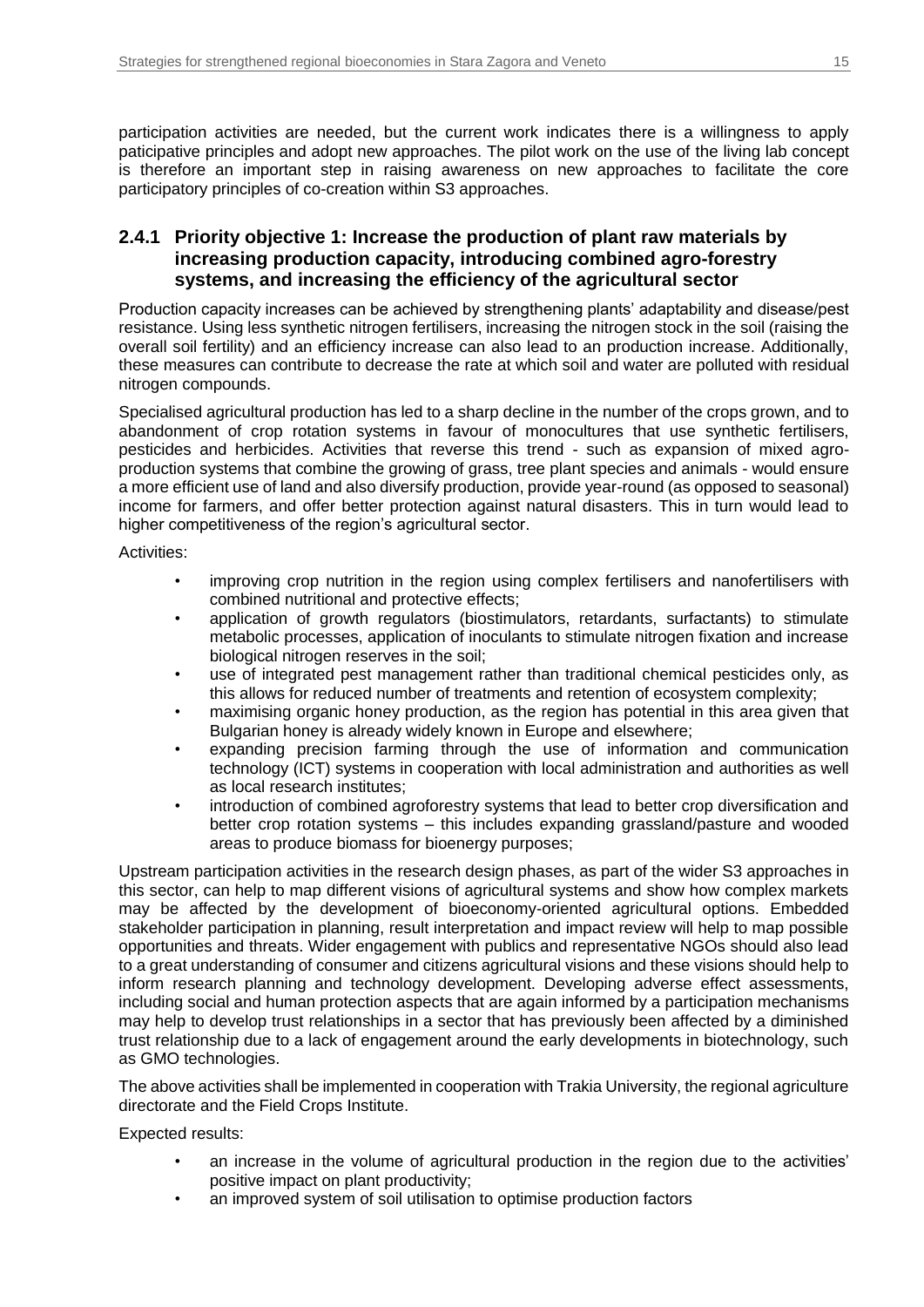participation activities are needed, but the current work indicates there is a willingness to apply paticipative principles and adopt new approaches. The pilot work on the use of the living lab concept is therefore an important step in raising awareness on new approaches to facilitate the core participatory principles of co-creation within S3 approaches.

### 2.4.1 Priority objective 1: Increase the production of plant raw materials by increasing production capacity, introducing combined agro-forestry systems, and increasing the efficiency of the agricultural sector

Production capacity increases can be achieved by strengthening plants' adaptability and disease/pest resistance. Using less synthetic nitrogen fertilisers, increasing the nitrogen stock in the soil (raising the overall soil fertility) and an efficiency increase can also lead to an production increase. Additionally, these measures can contribute to decrease the rate at which soil and water are polluted with residual nitrogen compounds.

Specialised agricultural production has led to a sharp decline in the number of the crops grown, and to abandonment of crop rotation systems in favour of monocultures that use synthetic fertilisers, pesticides and herbicides. Activities that reverse this trend - such as expansion of mixed agro-production systems that combine the growing of grass, tree plant species and animals - would ensure a more efficient use of land and also diversify production, provide year-round (as opposed to seasonal) income for farmers, and offer better protection against natural disasters. This in turn would lead to higher competitiveness of the region's agricultural sector.

Activities:

- improving crop nutrition in the region using complex fertilisers and nanofertilisers with combined nutritional and protective effects;
- application of growth regulators (biostimulators, retardants, surfactants) to stimulate metabolic processes, application of inoculants to stimulate nitrogen fixation and increase biological nitrogen reserves in the soil;
- use of integrated pest management rather than traditional chemical pesticides only, as this allows for reduced number of treatments and retention of ecosystem complexity;
- maximising organic honey production, as the region has potential in this area given that Bulgarian honey is already widely known in Europe and elsewhere;
- expanding precision farming through the use of information and communication technology (ICT) systems in cooperation with local administration and authorities as well as local research institutes;
- introduction of combined agroforestry systems that lead to better crop diversification and better crop rotation systems – this includes expanding grassland/pasture and wooded areas to produce biomass for bioenergy purposes;

Upstream participation activities in the research design phases, as part of the wider S3 approaches in this sector, can help to map different visions of agricultural systems and show how complex markets may be affected by the development of bioeconomy-oriented agricultural options. Embedded stakeholder participation in planning, result interpretation and impact review will help to map possible opportunities and threats. Wider engagement with publics and representative NGOs should also lead to a great understanding of consumer and citizens agricultural visions and these visions should help to inform research planning and technology development. Developing adverse effect assessments, including social and human protection aspects that are again informed by a participation mechanisms may help to develop trust relationships in a sector that has previously been affected by a diminished trust relationship due to a lack of engagement around the early developments in biotechnology, such as GMO technologies.

The above activities shall be implemented in cooperation with Trakia University, the regional agriculture directorate and the Field Crops Institute.

Expected results:

- an increase in the volume of agricultural production in the region due to the activities' positive impact on plant productivity;
- an improved system of soil utilisation to optimise production factors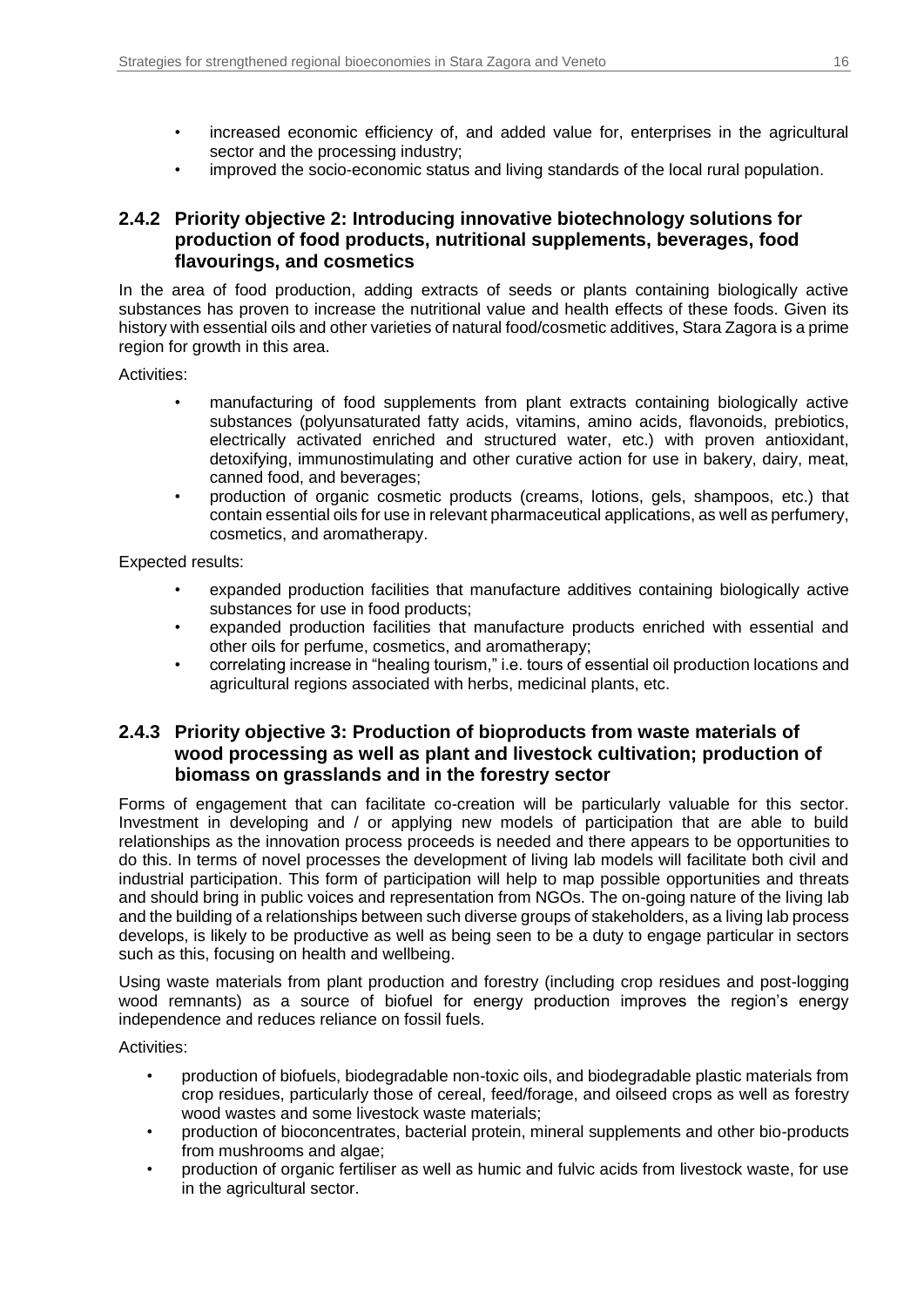- increased economic efficiency of, and added value for, enterprises in the agricultural sector and the processing industry;
- improved the socio-economic status and living standards of the local rural population.

### 2.4.2 Priority objective 2: Introducing innovative biotechnology solutions for production of food products, nutritional supplements, beverages, food flavourings, and cosmetics

In the area of food production, adding extracts of seeds or plants containing biologically active substances has proven to increase the nutritional value and health effects of these foods. Given its history with essential oils and other varieties of natural food/cosmetic additives, Stara Zagora is a prime region for growth in this area.

Activities:

- manufacturing of food supplements from plant extracts containing biologically active substances (polyunsaturated fatty acids, vitamins, amino acids, flavonoids, prebiotics, electrically activated enriched and structured water, etc.) with proven antioxidant, detoxifying, immunostimulating and other curative action for use in bakery, dairy, meat, canned food, and beverages;
- production of organic cosmetic products (creams, lotions, gels, shampoos, etc.) that contain essential oils for use in relevant pharmaceutical applications, as well as perfumery, cosmetics, and aromatherapy.

Expected results:

- expanded production facilities that manufacture additives containing biologically active substances for use in food products;
- expanded production facilities that manufacture products enriched with essential and other oils for perfume, cosmetics, and aromatherapy;
- correlating increase in "healing tourism," i.e. tours of essential oil production locations and agricultural regions associated with herbs, medicinal plants, etc.

### 2.4.3 Priority objective 3: Production of bioproducts from waste materials of wood processing as well as plant and livestock cultivation; production of biomass on grasslands and in the forestry sector

Forms of engagement that can facilitate co-creation will be particularly valuable for this sector. Investment in developing and / or applying new models of participation that are able to build relationships as the innovation process proceeds is needed and there appears to be opportunities to do this. In terms of novel processes the development of living lab models will facilitate both civil and industrial participation. This form of participation will help to map possible opportunities and threats and should bring in public voices and representation from NGOs. The on-going nature of the living lab and the building of a relationships between such diverse groups of stakeholders, as a living lab process develops, is likely to be productive as well as being seen to be a duty to engage particular in sectors such as this, focusing on health and wellbeing.

Using waste materials from plant production and forestry (including crop residues and post-logging wood remnants) as a source of biofuel for energy production improves the region's energy independence and reduces reliance on fossil fuels.

Activities:

- production of biofuels, biodegradable non-toxic oils, and biodegradable plastic materials from crop residues, particularly those of cereal, feed/forage, and oilseed crops as well as forestry wood wastes and some livestock waste materials;
- production of bioconcentrates, bacterial protein, mineral supplements and other bio-products from mushrooms and algae;
- production of organic fertiliser as well as humic and fulvic acids from livestock waste, for use in the agricultural sector.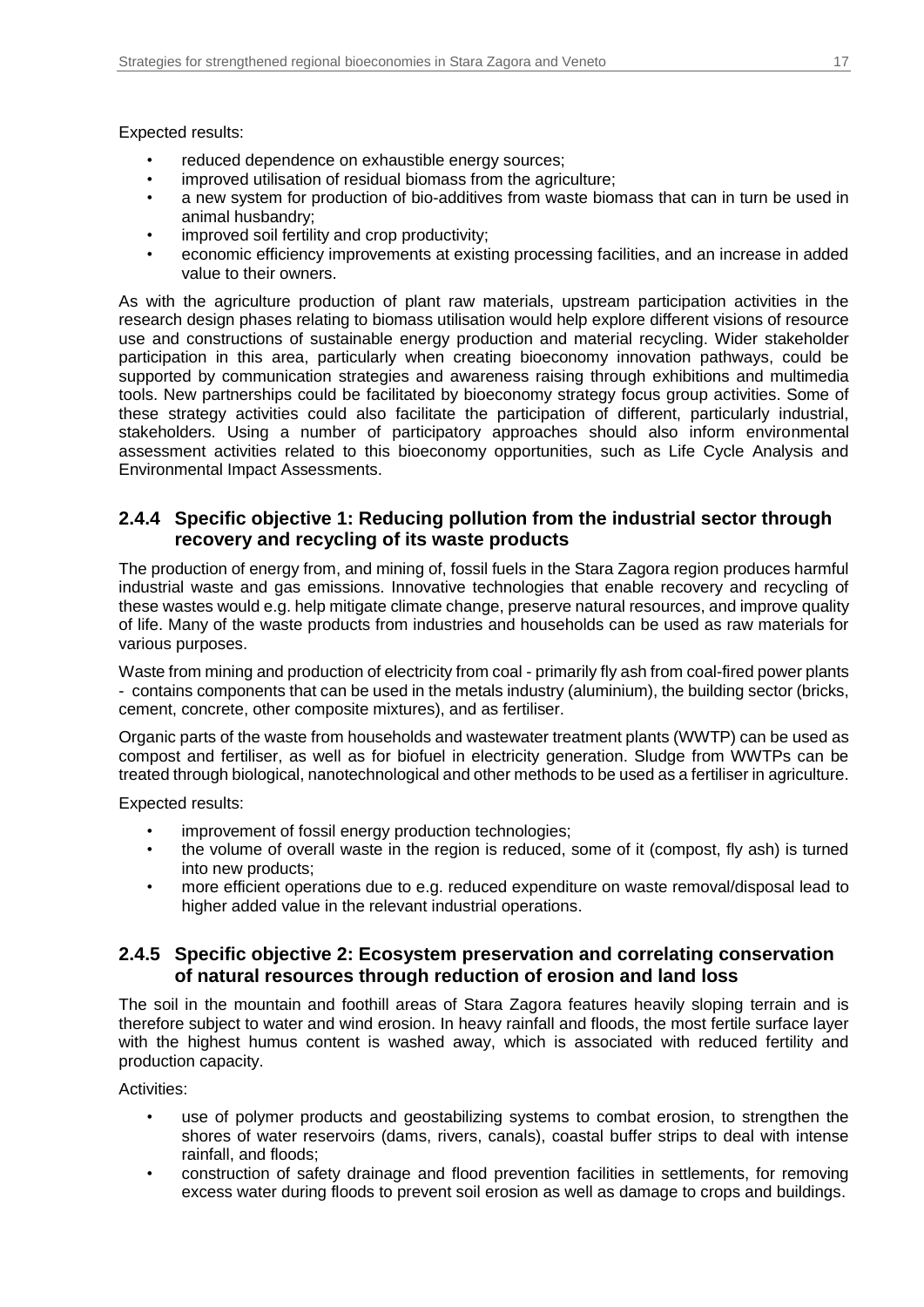Expected results:

- reduced dependence on exhaustible energy sources;
- improved utilisation of residual biomass from the agriculture;
- a new system for production of bio-additives from waste biomass that can in turn be used in animal husbandry;
- improved soil fertility and crop productivity;
- economic efficiency improvements at existing processing facilities, and an increase in added value to their owners.

As with the agriculture production of plant raw materials, upstream participation activities in the research design phases relating to biomass utilisation would help explore different visions of resource use and constructions of sustainable energy production and material recycling. Wider stakeholder participation in this area, particularly when creating bioeconomy innovation pathways, could be supported by communication strategies and awareness raising through exhibitions and multimedia tools. New partnerships could be facilitated by bioeconomy strategy focus group activities. Some of these strategy activities could also facilitate the participation of different, particularly industrial, stakeholders. Using a number of participatory approaches should also inform environmental assessment activities related to this bioeconomy opportunities, such as Life Cycle Analysis and Environmental Impact Assessments.

### 2.4.4 Specific objective 1: Reducing pollution from the industrial sector through recovery and recycling of its waste products

The production of energy from, and mining of, fossil fuels in the Stara Zagora region produces harmful industrial waste and gas emissions. Innovative technologies that enable recovery and recycling of these wastes would e.g. help mitigate climate change, preserve natural resources, and improve quality of life. Many of the waste products from industries and households can be used as raw materials for various purposes.

Waste from mining and production of electricity from coal - primarily fly ash from coal-fired power plants - contains components that can be used in the metals industry (aluminium), the building sector (bricks, cement, concrete, other composite mixtures), and as fertiliser.

Organic parts of the waste from households and wastewater treatment plants (WWTP) can be used as compost and fertiliser, as well as for biofuel in electricity generation. Sludge from WWTPs can be treated through biological, nanotechnological and other methods to be used as a fertiliser in agriculture.

Expected results:

- improvement of fossil energy production technologies;
- the volume of overall waste in the region is reduced, some of it (compost, fly ash) is turned into new products;
- more efficient operations due to e.g. reduced expenditure on waste removal/disposal lead to higher added value in the relevant industrial operations.

### 2.4.5 Specific objective 2: Ecosystem preservation and correlating conservation of natural resources through reduction of erosion and land loss

The soil in the mountain and foothill areas of Stara Zagora features heavily sloping terrain and is therefore subject to water and wind erosion. In heavy rainfall and floods, the most fertile surface layer with the highest humus content is washed away, which is associated with reduced fertility and production capacity.

Activities:

- use of polymer products and geostabilizing systems to combat erosion, to strengthen the shores of water reservoirs (dams, rivers, canals), coastal buffer strips to deal with intense rainfall, and floods;
- construction of safety drainage and flood prevention facilities in settlements, for removing excess water during floods to prevent soil erosion as well as damage to crops and buildings.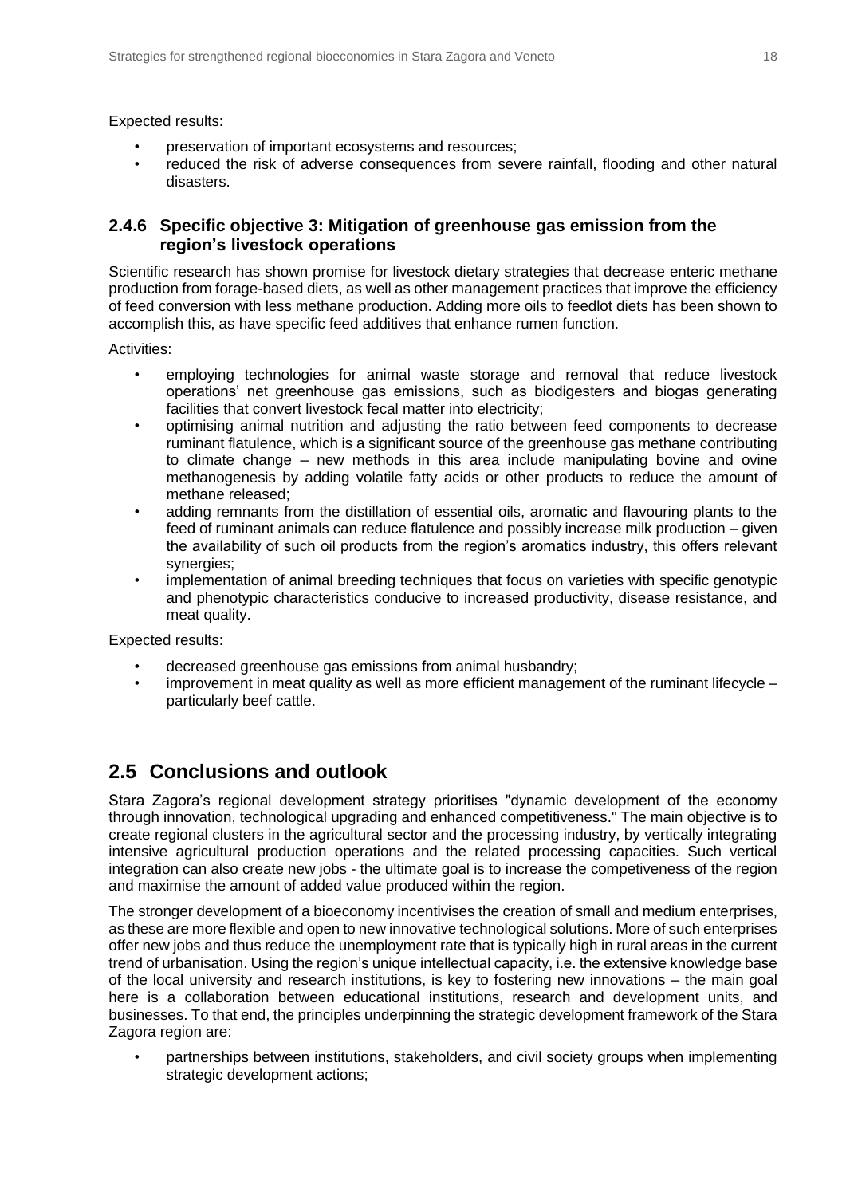Expected results:

- preservation of important ecosystems and resources;
- reduced the risk of adverse consequences from severe rainfall, flooding and other natural disasters.

### 2.4.6 Specific objective 3: Mitigation of greenhouse gas emission from the region's livestock operations

Scientific research has shown promise for livestock dietary strategies that decrease enteric methane production from forage-based diets, as well as other management practices that improve the efficiency of feed conversion with less methane production. Adding more oils to feedlot diets has been shown to accomplish this, as have specific feed additives that enhance rumen function.

Activities:

- employing technologies for animal waste storage and removal that reduce livestock operations' net greenhouse gas emissions, such as biodigesters and biogas generating facilities that convert livestock fecal matter into electricity;
- optimising animal nutrition and adjusting the ratio between feed components to decrease ruminant flatulence, which is a significant source of the greenhouse gas methane contributing to climate change – new methods in this area include manipulating bovine and ovine methanogenesis by adding volatile fatty acids or other products to reduce the amount of methane released;
- adding remnants from the distillation of essential oils, aromatic and flavouring plants to the feed of ruminant animals can reduce flatulence and possibly increase milk production – given the availability of such oil products from the region's aromatics industry, this offers relevant synergies;
- implementation of animal breeding techniques that focus on varieties with specific genotypic and phenotypic characteristics conducive to increased productivity, disease resistance, and meat quality.

Expected results:

- decreased greenhouse gas emissions from animal husbandry;
- improvement in meat quality as well as more efficient management of the ruminant lifecycle – particularly beef cattle.

## 2.5 Conclusions and outlook

Stara Zagora's regional development strategy prioritises "dynamic development of the economy through innovation, technological upgrading and enhanced competitiveness." The main objective is to create regional clusters in the agricultural sector and the processing industry, by vertically integrating intensive agricultural production operations and the related processing capacities. Such vertical integration can also create new jobs - the ultimate goal is to increase the competiveness of the region and maximise the amount of added value produced within the region.

The stronger development of a bioeconomy incentivises the creation of small and medium enterprises, as these are more flexible and open to new innovative technological solutions. More of such enterprises offer new jobs and thus reduce the unemployment rate that is typically high in rural areas in the current trend of urbanisation. Using the region's unique intellectual capacity, i.e. the extensive knowledge base of the local university and research institutions, is key to fostering new innovations – the main goal here is a collaboration between educational institutions, research and development units, and businesses. To that end, the principles underpinning the strategic development framework of the Stara Zagora region are:

- partnerships between institutions, stakeholders, and civil society groups when implementing strategic development actions;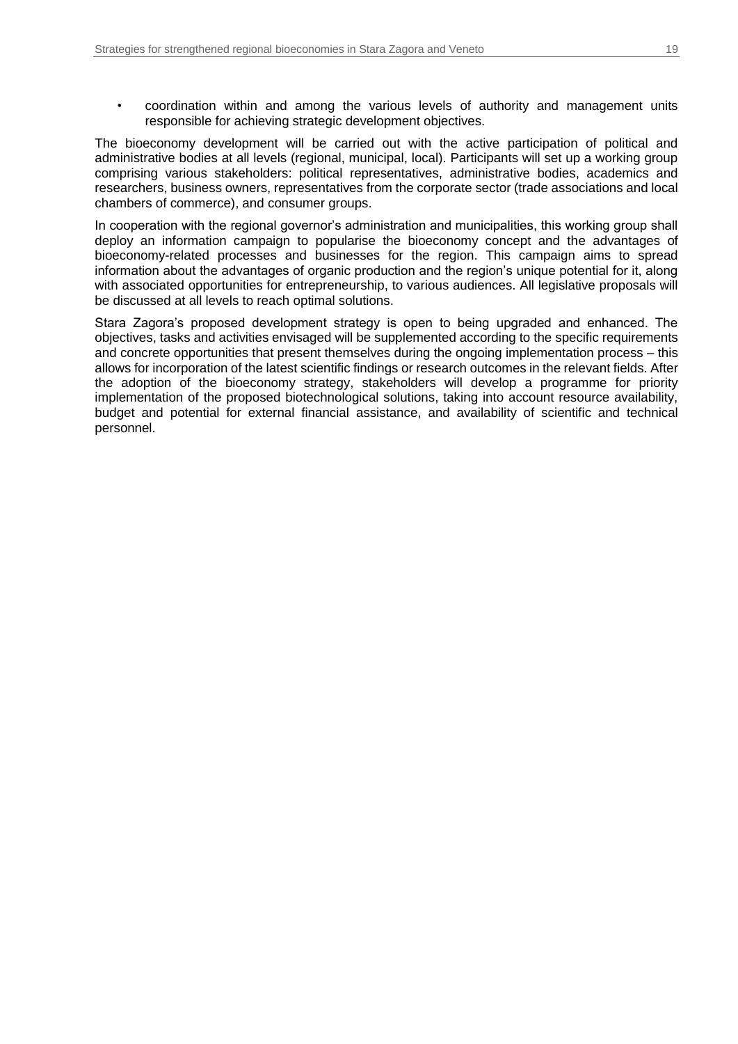- coordination within and among the various levels of authority and management units responsible for achieving strategic development objectives.

The bioeconomy development will be carried out with the active participation of political and administrative bodies at all levels (regional, municipal, local). Participants will set up a working group comprising various stakeholders: political representatives, administrative bodies, academics and researchers, business owners, representatives from the corporate sector (trade associations and local chambers of commerce), and consumer groups.

In cooperation with the regional governor's administration and municipalities, this working group shall deploy an information campaign to popularise the bioeconomy concept and the advantages of bioeconomy-related processes and businesses for the region. This campaign aims to spread information about the advantages of organic production and the region's unique potential for it, along with associated opportunities for entrepreneurship, to various audiences. All legislative proposals will be discussed at all levels to reach optimal solutions.

Stara Zagora's proposed development strategy is open to being upgraded and enhanced. The objectives, tasks and activities envisaged will be supplemented according to the specific requirements and concrete opportunities that present themselves during the ongoing implementation process – this allows for incorporation of the latest scientific findings or research outcomes in the relevant fields. After the adoption of the bioeconomy strategy, stakeholders will develop a programme for priority implementation of the proposed biotechnological solutions, taking into account resource availability, budget and potential for external financial assistance, and availability of scientific and technical personnel.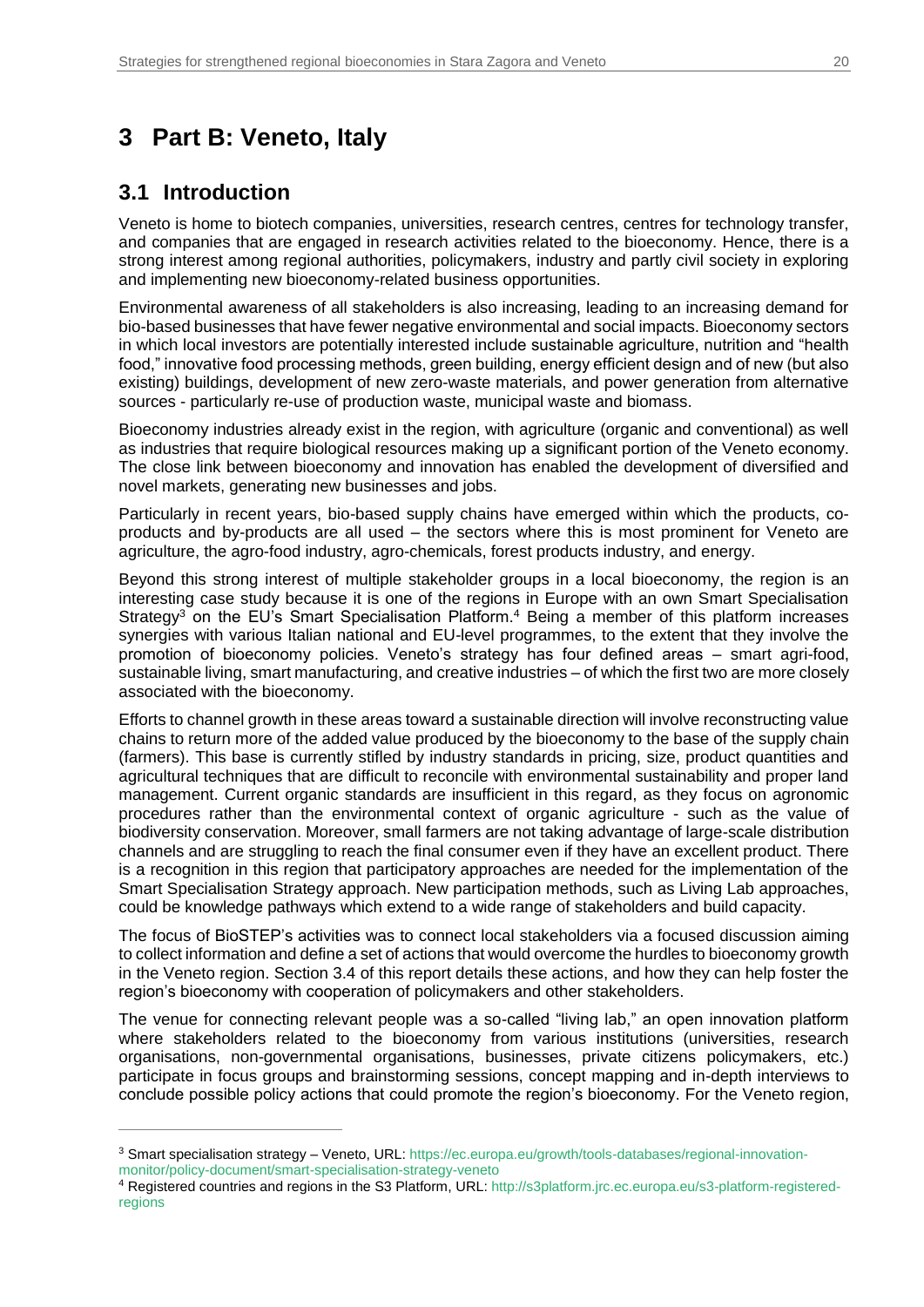# 3 Part B: Veneto, Italy

## 3.1 Introduction

Veneto is home to biotech companies, universities, research centres, centres for technology transfer, and companies that are engaged in research activities related to the bioeconomy. Hence, there is a strong interest among regional authorities, policymakers, industry and partly civil society in exploring and implementing new bioeconomy-related business opportunities.

Environmental awareness of all stakeholders is also increasing, leading to an increasing demand for bio-based businesses that have fewer negative environmental and social impacts. Bioeconomy sectors in which local investors are potentially interested include sustainable agriculture, nutrition and "health food," innovative food processing methods, green building, energy efficient design and of new (but also existing) buildings, development of new zero-waste materials, and power generation from alternative sources - particularly re-use of production waste, municipal waste and biomass.

Bioeconomy industries already exist in the region, with agriculture (organic and conventional) as well as industries that require biological resources making up a significant portion of the Veneto economy. The close link between bioeconomy and innovation has enabled the development of diversified and novel markets, generating new businesses and jobs.

Particularly in recent years, bio-based supply chains have emerged within which the products, co-products and by-products are all used – the sectors where this is most prominent for Veneto are agriculture, the agro-food industry, agro-chemicals, forest products industry, and energy.

Beyond this strong interest of multiple stakeholder groups in a local bioeconomy, the region is an interesting case study because it is one of the regions in Europe with an own Smart Specialisation Strategy[3] on the EU's Smart Specialisation Platform.[4] Being a member of this platform increases synergies with various Italian national and EU-level programmes, to the extent that they involve the promotion of bioeconomy policies. Veneto's strategy has four defined areas – smart agri-food, sustainable living, smart manufacturing, and creative industries – of which the first two are more closely associated with the bioeconomy.

Efforts to channel growth in these areas toward a sustainable direction will involve reconstructing value chains to return more of the added value produced by the bioeconomy to the base of the supply chain (farmers). This base is currently stifled by industry standards in pricing, size, product quantities and agricultural techniques that are difficult to reconcile with environmental sustainability and proper land management. Current organic standards are insufficient in this regard, as they focus on agronomic procedures rather than the environmental context of organic agriculture - such as the value of biodiversity conservation. Moreover, small farmers are not taking advantage of large-scale distribution channels and are struggling to reach the final consumer even if they have an excellent product. There is a recognition in this region that participatory approaches are needed for the implementation of the Smart Specialisation Strategy approach. New participation methods, such as Living Lab approaches, could be knowledge pathways which extend to a wide range of stakeholders and build capacity.

The focus of BioSTEP's activities was to connect local stakeholders via a focused discussion aiming to collect information and define a set of actions that would overcome the hurdles to bioeconomy growth in the Veneto region. Section 3.4 of this report details these actions, and how they can help foster the region's bioeconomy with cooperation of policymakers and other stakeholders.

The venue for connecting relevant people was a so-called "living lab," an open innovation platform where stakeholders related to the bioeconomy from various institutions (universities, research organisations, non-governmental organisations, businesses, private citizens policymakers, etc.) participate in focus groups and brainstorming sessions, concept mapping and in-depth interviews to conclude possible policy actions that could promote the region's bioeconomy. For the Veneto region,

---

[3] Smart specialisation strategy – Veneto, URL: https://ec.europa.eu/growth/tools-databases/regional-innovation-monitor/policy-document/smart-specialisation-strategy-veneto

[4] Registered countries and regions in the S3 Platform, URL: http://s3platform.jrc.ec.europa.eu/s3-platform-registered-regions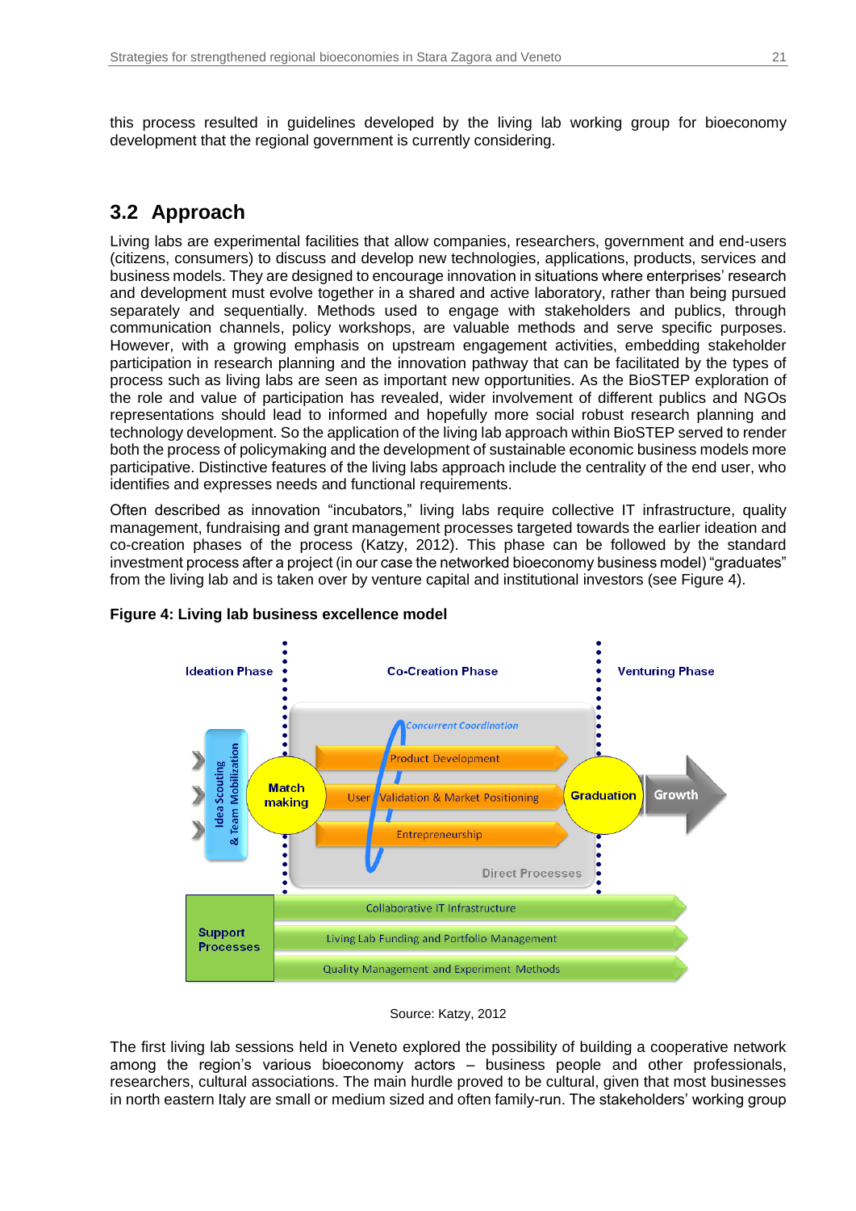this process resulted in guidelines developed by the living lab working group for bioeconomy development that the regional government is currently considering.

## 3.2 Approach

Living labs are experimental facilities that allow companies, researchers, government and end-users (citizens, consumers) to discuss and develop new technologies, applications, products, services and business models. They are designed to encourage innovation in situations where enterprises' research and development must evolve together in a shared and active laboratory, rather than being pursued separately and sequentially. Methods used to engage with stakeholders and publics, through communication channels, policy workshops, are valuable methods and serve specific purposes. However, with a growing emphasis on upstream engagement activities, embedding stakeholder participation in research planning and the innovation pathway that can be facilitated by the types of process such as living labs are seen as important new opportunities. As the BioSTEP exploration of the role and value of participation has revealed, wider involvement of different publics and NGOs representations should lead to informed and hopefully more social robust research planning and technology development. So the application of the living lab approach within BioSTEP served to render both the process of policymaking and the development of sustainable economic business models more participative. Distinctive features of the living labs approach include the centrality of the end user, who identifies and expresses needs and functional requirements.

Often described as innovation "incubators," living labs require collective IT infrastructure, quality management, fundraising and grant management processes targeted towards the earlier ideation and co-creation phases of the process (Katzy, 2012). This phase can be followed by the standard investment process after a project (in our case the networked bioeconomy business model) "graduates" from the living lab and is taken over by venture capital and institutional investors (see Figure 4).

**Figure 4: Living lab business excellence model**

Ideation Phase | Co-Creation Phase | Venturing Phase

Idea Scouting & Team Mobilization → Match making → Concurrent Coordination: Product Development; User Validation & Market Positioning; Entrepreneurship (Direct Processes) → Graduation → Growth

Support Processes: Collaborative IT Infrastructure; Living Lab Funding and Portfolio Management; Quality Management and Experiment Methods

Source: Katzy, 2012

The first living lab sessions held in Veneto explored the possibility of building a cooperative network among the region's various bioeconomy actors – business people and other professionals, researchers, cultural associations. The main hurdle proved to be cultural, given that most businesses in north eastern Italy are small or medium sized and often family-run. The stakeholders' working group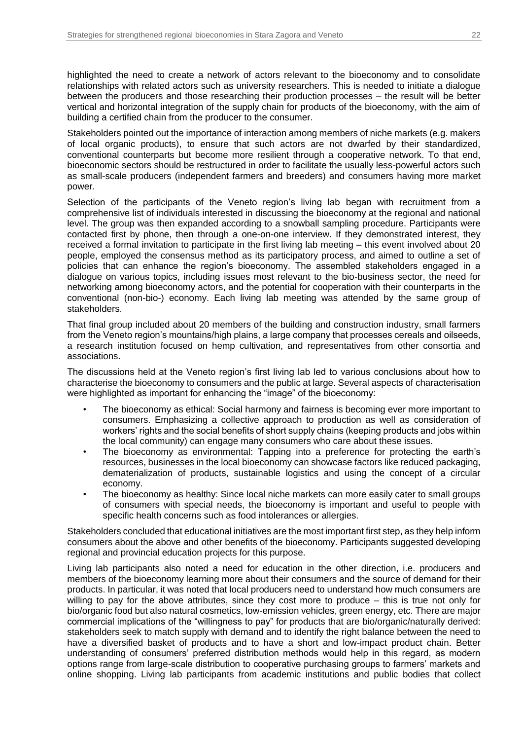highlighted the need to create a network of actors relevant to the bioeconomy and to consolidate relationships with related actors such as university researchers. This is needed to initiate a dialogue between the producers and those researching their production processes – the result will be better vertical and horizontal integration of the supply chain for products of the bioeconomy, with the aim of building a certified chain from the producer to the consumer.

Stakeholders pointed out the importance of interaction among members of niche markets (e.g. makers of local organic products), to ensure that such actors are not dwarfed by their standardized, conventional counterparts but become more resilient through a cooperative network. To that end, bioeconomic sectors should be restructured in order to facilitate the usually less-powerful actors such as small-scale producers (independent farmers and breeders) and consumers having more market power.

Selection of the participants of the Veneto region's living lab began with recruitment from a comprehensive list of individuals interested in discussing the bioeconomy at the regional and national level. The group was then expanded according to a snowball sampling procedure. Participants were contacted first by phone, then through a one-on-one interview. If they demonstrated interest, they received a formal invitation to participate in the first living lab meeting – this event involved about 20 people, employed the consensus method as its participatory process, and aimed to outline a set of policies that can enhance the region's bioeconomy. The assembled stakeholders engaged in a dialogue on various topics, including issues most relevant to the bio-business sector, the need for networking among bioeconomy actors, and the potential for cooperation with their counterparts in the conventional (non-bio-) economy. Each living lab meeting was attended by the same group of stakeholders.

That final group included about 20 members of the building and construction industry, small farmers from the Veneto region's mountains/high plains, a large company that processes cereals and oilseeds, a research institution focused on hemp cultivation, and representatives from other consortia and associations.

The discussions held at the Veneto region's first living lab led to various conclusions about how to characterise the bioeconomy to consumers and the public at large. Several aspects of characterisation were highlighted as important for enhancing the "image" of the bioeconomy:

- The bioeconomy as ethical: Social harmony and fairness is becoming ever more important to consumers. Emphasizing a collective approach to production as well as consideration of workers' rights and the social benefits of short supply chains (keeping products and jobs within the local community) can engage many consumers who care about these issues.
- The bioeconomy as environmental: Tapping into a preference for protecting the earth's resources, businesses in the local bioeconomy can showcase factors like reduced packaging, dematerialization of products, sustainable logistics and using the concept of a circular economy.
- The bioeconomy as healthy: Since local niche markets can more easily cater to small groups of consumers with special needs, the bioeconomy is important and useful to people with specific health concerns such as food intolerances or allergies.

Stakeholders concluded that educational initiatives are the most important first step, as they help inform consumers about the above and other benefits of the bioeconomy. Participants suggested developing regional and provincial education projects for this purpose.

Living lab participants also noted a need for education in the other direction, i.e. producers and members of the bioeconomy learning more about their consumers and the source of demand for their products. In particular, it was noted that local producers need to understand how much consumers are willing to pay for the above attributes, since they cost more to produce – this is true not only for bio/organic food but also natural cosmetics, low-emission vehicles, green energy, etc. There are major commercial implications of the "willingness to pay" for products that are bio/organic/naturally derived: stakeholders seek to match supply with demand and to identify the right balance between the need to have a diversified basket of products and to have a short and low-impact product chain. Better understanding of consumers' preferred distribution methods would help in this regard, as modern options range from large-scale distribution to cooperative purchasing groups to farmers' markets and online shopping. Living lab participants from academic institutions and public bodies that collect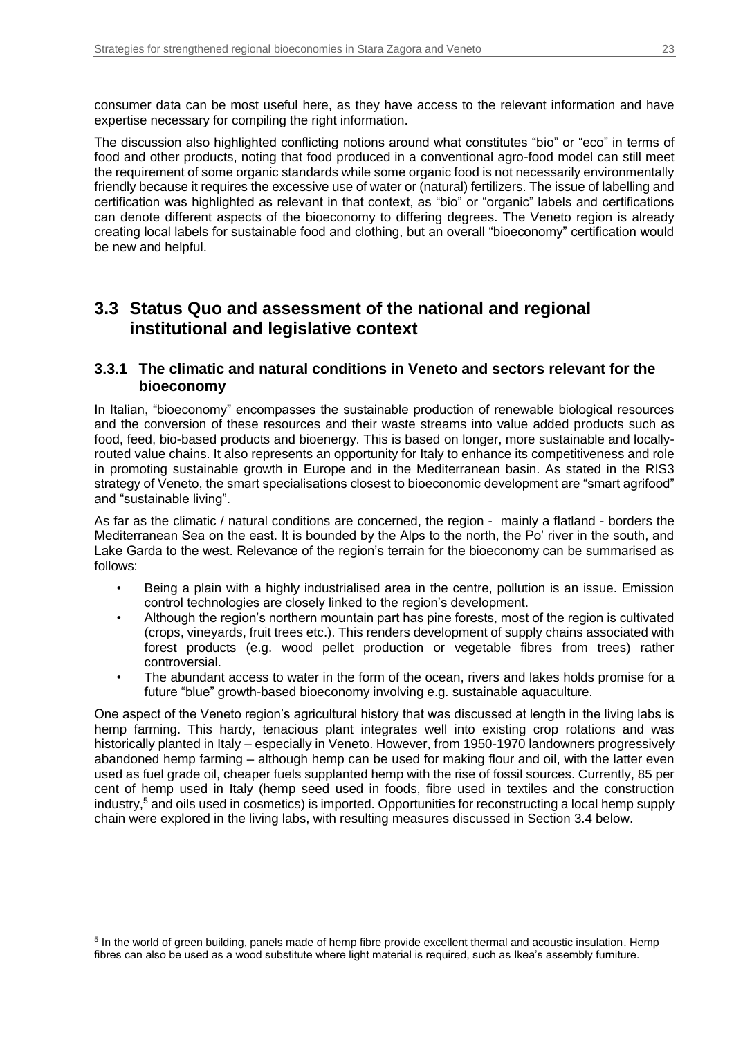consumer data can be most useful here, as they have access to the relevant information and have expertise necessary for compiling the right information.

The discussion also highlighted conflicting notions around what constitutes "bio" or "eco" in terms of food and other products, noting that food produced in a conventional agro-food model can still meet the requirement of some organic standards while some organic food is not necessarily environmentally friendly because it requires the excessive use of water or (natural) fertilizers. The issue of labelling and certification was highlighted as relevant in that context, as "bio" or "organic" labels and certifications can denote different aspects of the bioeconomy to differing degrees. The Veneto region is already creating local labels for sustainable food and clothing, but an overall "bioeconomy" certification would be new and helpful.

## 3.3 Status Quo and assessment of the national and regional institutional and legislative context

### 3.3.1 The climatic and natural conditions in Veneto and sectors relevant for the bioeconomy

In Italian, "bioeconomy" encompasses the sustainable production of renewable biological resources and the conversion of these resources and their waste streams into value added products such as food, feed, bio-based products and bioenergy. This is based on longer, more sustainable and locally-routed value chains. It also represents an opportunity for Italy to enhance its competitiveness and role in promoting sustainable growth in Europe and in the Mediterranean basin. As stated in the RIS3 strategy of Veneto, the smart specialisations closest to bioeconomic development are "smart agrifood" and "sustainable living".

As far as the climatic / natural conditions are concerned, the region - mainly a flatland - borders the Mediterranean Sea on the east. It is bounded by the Alps to the north, the Po' river in the south, and Lake Garda to the west. Relevance of the region's terrain for the bioeconomy can be summarised as follows:

- Being a plain with a highly industrialised area in the centre, pollution is an issue. Emission control technologies are closely linked to the region's development.
- Although the region's northern mountain part has pine forests, most of the region is cultivated (crops, vineyards, fruit trees etc.). This renders development of supply chains associated with forest products (e.g. wood pellet production or vegetable fibres from trees) rather controversial.
- The abundant access to water in the form of the ocean, rivers and lakes holds promise for a future "blue" growth-based bioeconomy involving e.g. sustainable aquaculture.

One aspect of the Veneto region's agricultural history that was discussed at length in the living labs is hemp farming. This hardy, tenacious plant integrates well into existing crop rotations and was historically planted in Italy – especially in Veneto. However, from 1950-1970 landowners progressively abandoned hemp farming – although hemp can be used for making flour and oil, with the latter even used as fuel grade oil, cheaper fuels supplanted hemp with the rise of fossil sources. Currently, 85 per cent of hemp used in Italy (hemp seed used in foods, fibre used in textiles and the construction industry,[5] and oils used in cosmetics) is imported. Opportunities for reconstructing a local hemp supply chain were explored in the living labs, with resulting measures discussed in Section 3.4 below.

---

[5] In the world of green building, panels made of hemp fibre provide excellent thermal and acoustic insulation. Hemp fibres can also be used as a wood substitute where light material is required, such as Ikea's assembly furniture.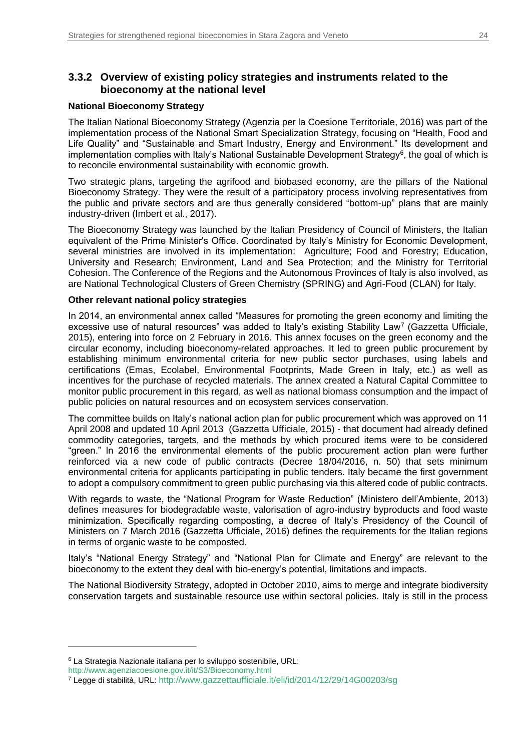### 3.3.2 Overview of existing policy strategies and instruments related to the bioeconomy at the national level

**National Bioeconomy Strategy**

The Italian National Bioeconomy Strategy (Agenzia per la Coesione Territoriale, 2016) was part of the implementation process of the National Smart Specialization Strategy, focusing on "Health, Food and Life Quality" and "Sustainable and Smart Industry, Energy and Environment." Its development and implementation complies with Italy's National Sustainable Development Strategy[6], the goal of which is to reconcile environmental sustainability with economic growth.

Two strategic plans, targeting the agrifood and biobased economy, are the pillars of the National Bioeconomy Strategy. They were the result of a participatory process involving representatives from the public and private sectors and are thus generally considered "bottom-up" plans that are mainly industry-driven (Imbert et al., 2017).

The Bioeconomy Strategy was launched by the Italian Presidency of Council of Ministers, the Italian equivalent of the Prime Minister's Office. Coordinated by Italy's Ministry for Economic Development, several ministries are involved in its implementation: Agriculture; Food and Forestry; Education, University and Research; Environment, Land and Sea Protection; and the Ministry for Territorial Cohesion. The Conference of the Regions and the Autonomous Provinces of Italy is also involved, as are National Technological Clusters of Green Chemistry (SPRING) and Agri-Food (CLAN) for Italy.

**Other relevant national policy strategies**

In 2014, an environmental annex called "Measures for promoting the green economy and limiting the excessive use of natural resources" was added to Italy's existing Stability Law[7] (Gazzetta Ufficiale, 2015), entering into force on 2 February in 2016. This annex focuses on the green economy and the circular economy, including bioeconomy-related approaches. It led to green public procurement by establishing minimum environmental criteria for new public sector purchases, using labels and certifications (Emas, Ecolabel, Environmental Footprints, Made Green in Italy, etc.) as well as incentives for the purchase of recycled materials. The annex created a Natural Capital Committee to monitor public procurement in this regard, as well as national biomass consumption and the impact of public policies on natural resources and on ecosystem services conservation.

The committee builds on Italy's national action plan for public procurement which was approved on 11 April 2008 and updated 10 April 2013 (Gazzetta Ufficiale, 2015) - that document had already defined commodity categories, targets, and the methods by which procured items were to be considered "green." In 2016 the environmental elements of the public procurement action plan were further reinforced via a new code of public contracts (Decree 18/04/2016, n. 50) that sets minimum environmental criteria for applicants participating in public tenders. Italy became the first government to adopt a compulsory commitment to green public purchasing via this altered code of public contracts.

With regards to waste, the "National Program for Waste Reduction" (Ministero dell'Ambiente, 2013) defines measures for biodegradable waste, valorisation of agro-industry byproducts and food waste minimization. Specifically regarding composting, a decree of Italy's Presidency of the Council of Ministers on 7 March 2016 (Gazzetta Ufficiale, 2016) defines the requirements for the Italian regions in terms of organic waste to be composted.

Italy's "National Energy Strategy" and "National Plan for Climate and Energy" are relevant to the bioeconomy to the extent they deal with bio-energy's potential, limitations and impacts.

The National Biodiversity Strategy, adopted in October 2010, aims to merge and integrate biodiversity conservation targets and sustainable resource use within sectoral policies. Italy is still in the process

---

[6] La Strategia Nazionale italiana per lo sviluppo sostenibile, URL: http://www.agenziacoesione.gov.it/it/S3/Bioeconomy.html

[7] Legge di stabilità, URL: http://www.gazzettaufficiale.it/eli/id/2014/12/29/14G00203/sg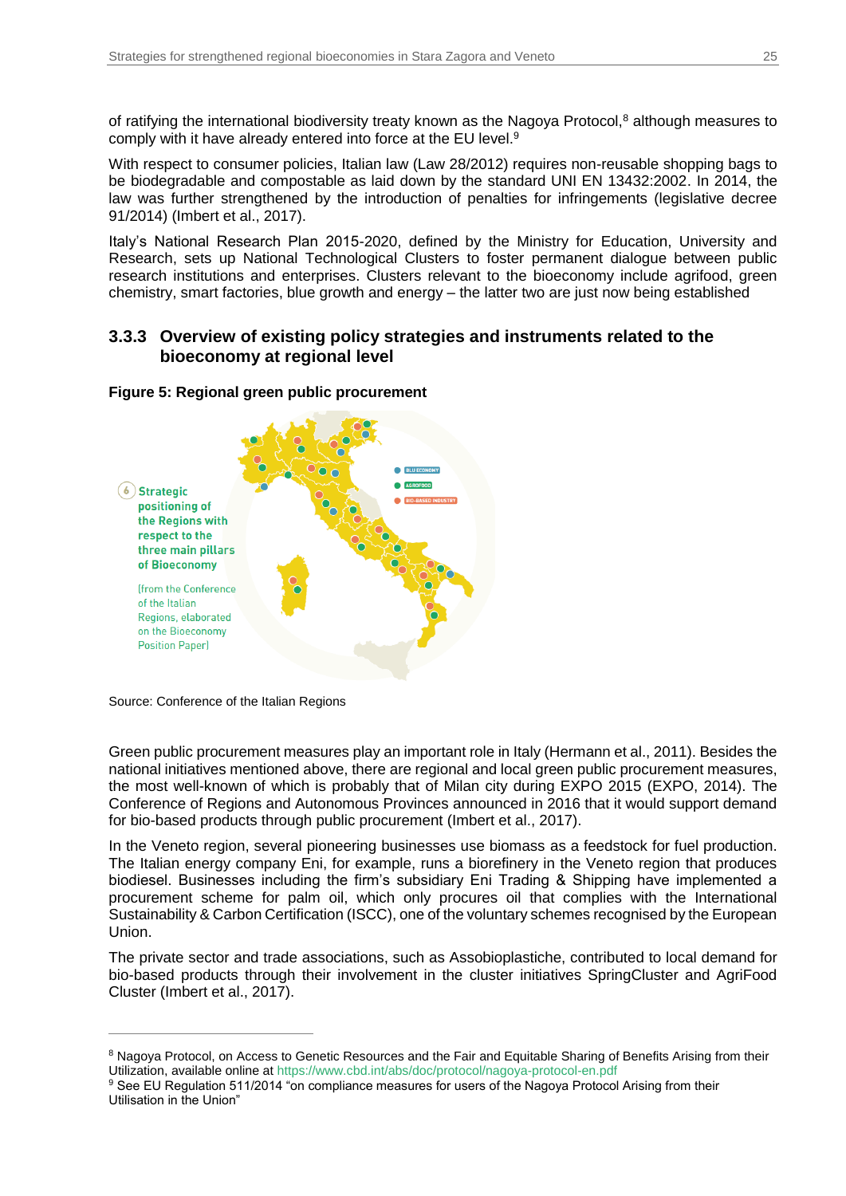of ratifying the international biodiversity treaty known as the Nagoya Protocol,[8] although measures to comply with it have already entered into force at the EU level.[9]

With respect to consumer policies, Italian law (Law 28/2012) requires non-reusable shopping bags to be biodegradable and compostable as laid down by the standard UNI EN 13432:2002. In 2014, the law was further strengthened by the introduction of penalties for infringements (legislative decree 91/2014) (Imbert et al., 2017).

Italy's National Research Plan 2015-2020, defined by the Ministry for Education, University and Research, sets up National Technological Clusters to foster permanent dialogue between public research institutions and enterprises. Clusters relevant to the bioeconomy include agrifood, green chemistry, smart factories, blue growth and energy – the latter two are just now being established

### 3.3.3 Overview of existing policy strategies and instruments related to the bioeconomy at regional level

**Figure 5: Regional green public procurement**

Source: Conference of the Italian Regions

Green public procurement measures play an important role in Italy (Hermann et al., 2011). Besides the national initiatives mentioned above, there are regional and local green public procurement measures, the most well-known of which is probably that of Milan city during EXPO 2015 (EXPO, 2014). The Conference of Regions and Autonomous Provinces announced in 2016 that it would support demand for bio-based products through public procurement (Imbert et al., 2017).

In the Veneto region, several pioneering businesses use biomass as a feedstock for fuel production. The Italian energy company Eni, for example, runs a biorefinery in the Veneto region that produces biodiesel. Businesses including the firm's subsidiary Eni Trading & Shipping have implemented a procurement scheme for palm oil, which only procures oil that complies with the International Sustainability & Carbon Certification (ISCC), one of the voluntary schemes recognised by the European Union.

The private sector and trade associations, such as Assobioplastiche, contributed to local demand for bio-based products through their involvement in the cluster initiatives SpringCluster and AgriFood Cluster (Imbert et al., 2017).

---

[8] Nagoya Protocol, on Access to Genetic Resources and the Fair and Equitable Sharing of Benefits Arising from their Utilization, available online at https://www.cbd.int/abs/doc/protocol/nagoya-protocol-en.pdf

[9] See EU Regulation 511/2014 "on compliance measures for users of the Nagoya Protocol Arising from their Utilisation in the Union"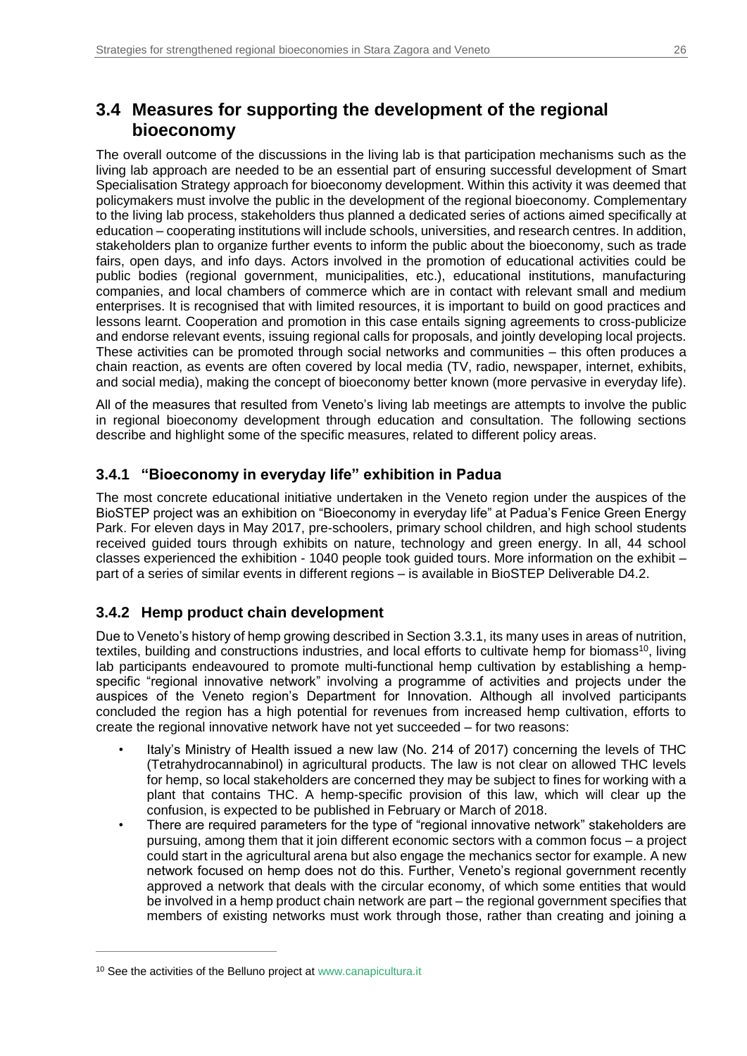## 3.4 Measures for supporting the development of the regional bioeconomy

The overall outcome of the discussions in the living lab is that participation mechanisms such as the living lab approach are needed to be an essential part of ensuring successful development of Smart Specialisation Strategy approach for bioeconomy development. Within this activity it was deemed that policymakers must involve the public in the development of the regional bioeconomy. Complementary to the living lab process, stakeholders thus planned a dedicated series of actions aimed specifically at education – cooperating institutions will include schools, universities, and research centres. In addition, stakeholders plan to organize further events to inform the public about the bioeconomy, such as trade fairs, open days, and info days. Actors involved in the promotion of educational activities could be public bodies (regional government, municipalities, etc.), educational institutions, manufacturing companies, and local chambers of commerce which are in contact with relevant small and medium enterprises. It is recognised that with limited resources, it is important to build on good practices and lessons learnt. Cooperation and promotion in this case entails signing agreements to cross-publicize and endorse relevant events, issuing regional calls for proposals, and jointly developing local projects. These activities can be promoted through social networks and communities – this often produces a chain reaction, as events are often covered by local media (TV, radio, newspaper, internet, exhibits, and social media), making the concept of bioeconomy better known (more pervasive in everyday life).

All of the measures that resulted from Veneto's living lab meetings are attempts to involve the public in regional bioeconomy development through education and consultation. The following sections describe and highlight some of the specific measures, related to different policy areas.

### 3.4.1 "Bioeconomy in everyday life" exhibition in Padua

The most concrete educational initiative undertaken in the Veneto region under the auspices of the BioSTEP project was an exhibition on "Bioeconomy in everyday life" at Padua's Fenice Green Energy Park. For eleven days in May 2017, pre-schoolers, primary school children, and high school students received guided tours through exhibits on nature, technology and green energy. In all, 44 school classes experienced the exhibition - 1040 people took guided tours. More information on the exhibit – part of a series of similar events in different regions – is available in BioSTEP Deliverable D4.2.

### 3.4.2 Hemp product chain development

Due to Veneto's history of hemp growing described in Section 3.3.1, its many uses in areas of nutrition, textiles, building and constructions industries, and local efforts to cultivate hemp for biomass[10], living lab participants endeavoured to promote multi-functional hemp cultivation by establishing a hemp-specific "regional innovative network" involving a programme of activities and projects under the auspices of the Veneto region's Department for Innovation. Although all involved participants concluded the region has a high potential for revenues from increased hemp cultivation, efforts to create the regional innovative network have not yet succeeded – for two reasons:

- Italy's Ministry of Health issued a new law (No. 214 of 2017) concerning the levels of THC (Tetrahydrocannabinol) in agricultural products. The law is not clear on allowed THC levels for hemp, so local stakeholders are concerned they may be subject to fines for working with a plant that contains THC. A hemp-specific provision of this law, which will clear up the confusion, is expected to be published in February or March of 2018.
- There are required parameters for the type of "regional innovative network" stakeholders are pursuing, among them that it join different economic sectors with a common focus – a project could start in the agricultural arena but also engage the mechanics sector for example. A new network focused on hemp does not do this. Further, Veneto's regional government recently approved a network that deals with the circular economy, of which some entities that would be involved in a hemp product chain network are part – the regional government specifies that members of existing networks must work through those, rather than creating and joining a

[10] See the activities of the Belluno project at www.canapicultura.it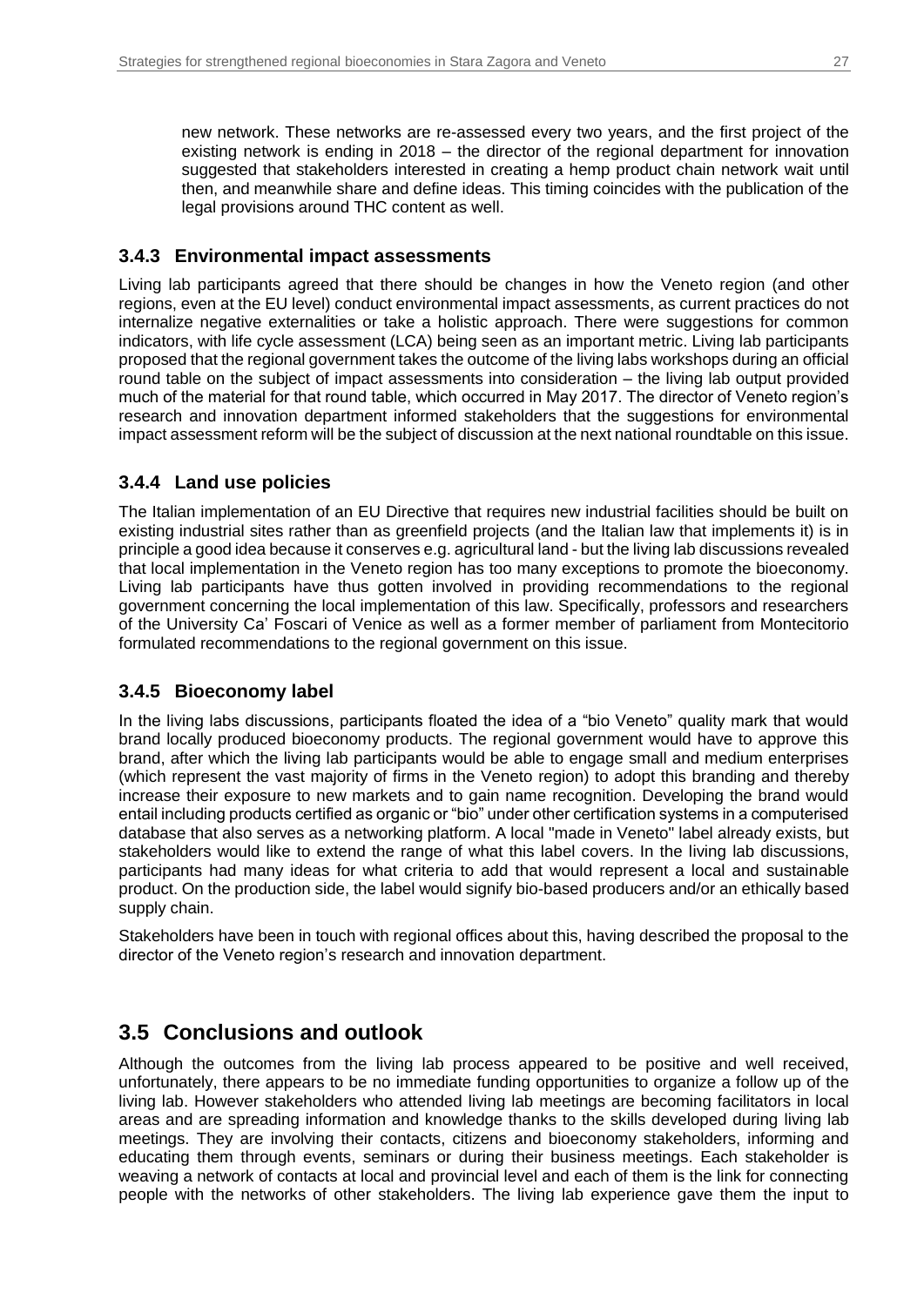new network. These networks are re-assessed every two years, and the first project of the existing network is ending in 2018 – the director of the regional department for innovation suggested that stakeholders interested in creating a hemp product chain network wait until then, and meanwhile share and define ideas. This timing coincides with the publication of the legal provisions around THC content as well.

### 3.4.3 Environmental impact assessments

Living lab participants agreed that there should be changes in how the Veneto region (and other regions, even at the EU level) conduct environmental impact assessments, as current practices do not internalize negative externalities or take a holistic approach. There were suggestions for common indicators, with life cycle assessment (LCA) being seen as an important metric. Living lab participants proposed that the regional government takes the outcome of the living labs workshops during an official round table on the subject of impact assessments into consideration – the living lab output provided much of the material for that round table, which occurred in May 2017. The director of Veneto region's research and innovation department informed stakeholders that the suggestions for environmental impact assessment reform will be the subject of discussion at the next national roundtable on this issue.

### 3.4.4 Land use policies

The Italian implementation of an EU Directive that requires new industrial facilities should be built on existing industrial sites rather than as greenfield projects (and the Italian law that implements it) is in principle a good idea because it conserves e.g. agricultural land - but the living lab discussions revealed that local implementation in the Veneto region has too many exceptions to promote the bioeconomy. Living lab participants have thus gotten involved in providing recommendations to the regional government concerning the local implementation of this law. Specifically, professors and researchers of the University Ca' Foscari of Venice as well as a former member of parliament from Montecitorio formulated recommendations to the regional government on this issue.

### 3.4.5 Bioeconomy label

In the living labs discussions, participants floated the idea of a "bio Veneto" quality mark that would brand locally produced bioeconomy products. The regional government would have to approve this brand, after which the living lab participants would be able to engage small and medium enterprises (which represent the vast majority of firms in the Veneto region) to adopt this branding and thereby increase their exposure to new markets and to gain name recognition. Developing the brand would entail including products certified as organic or "bio" under other certification systems in a computerised database that also serves as a networking platform. A local "made in Veneto" label already exists, but stakeholders would like to extend the range of what this label covers. In the living lab discussions, participants had many ideas for what criteria to add that would represent a local and sustainable product. On the production side, the label would signify bio-based producers and/or an ethically based supply chain.

Stakeholders have been in touch with regional offices about this, having described the proposal to the director of the Veneto region's research and innovation department.

## 3.5 Conclusions and outlook

Although the outcomes from the living lab process appeared to be positive and well received, unfortunately, there appears to be no immediate funding opportunities to organize a follow up of the living lab. However stakeholders who attended living lab meetings are becoming facilitators in local areas and are spreading information and knowledge thanks to the skills developed during living lab meetings. They are involving their contacts, citizens and bioeconomy stakeholders, informing and educating them through events, seminars or during their business meetings. Each stakeholder is weaving a network of contacts at local and provincial level and each of them is the link for connecting people with the networks of other stakeholders. The living lab experience gave them the input to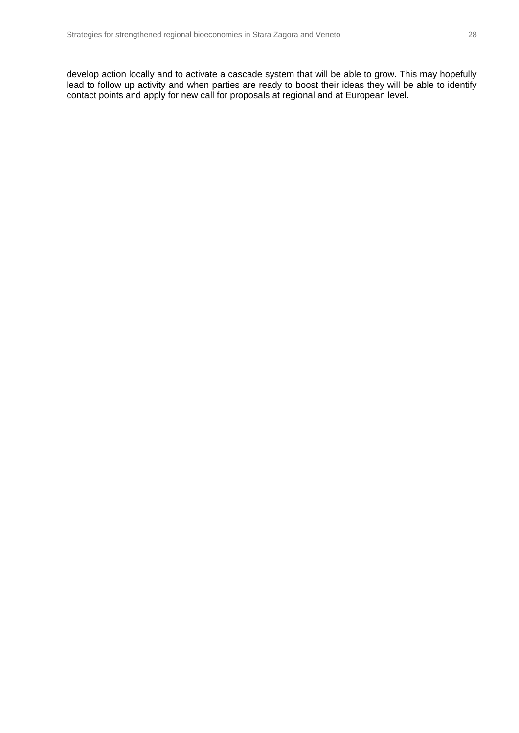develop action locally and to activate a cascade system that will be able to grow. This may hopefully lead to follow up activity and when parties are ready to boost their ideas they will be able to identify contact points and apply for new call for proposals at regional and at European level.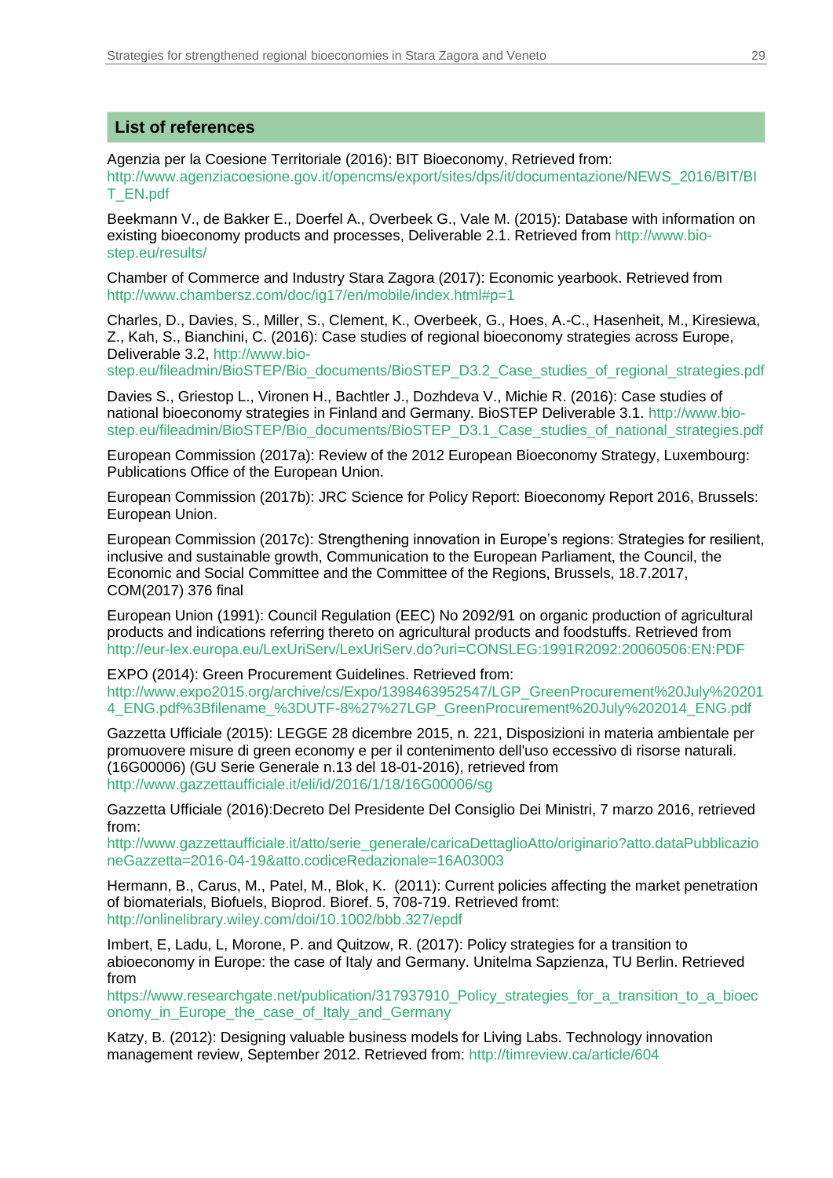## List of references

Agenzia per la Coesione Territoriale (2016): BIT Bioeconomy, Retrieved from: http://www.agenziacoesione.gov.it/opencms/export/sites/dps/it/documentazione/NEWS_2016/BIT/BIT_EN.pdf

Beekmann V., de Bakker E., Doerfel A., Overbeek G., Vale M. (2015): Database with information on existing bioeconomy products and processes, Deliverable 2.1. Retrieved from http://www.bio-step.eu/results/

Chamber of Commerce and Industry Stara Zagora (2017): Economic yearbook. Retrieved from http://www.chambersz.com/doc/ig17/en/mobile/index.html#p=1

Charles, D., Davies, S., Miller, S., Clement, K., Overbeek, G., Hoes, A.-C., Hasenheit, M., Kiresiewa, Z., Kah, S., Bianchini, C. (2016): Case studies of regional bioeconomy strategies across Europe, Deliverable 3.2, http://www.bio-step.eu/fileadmin/BioSTEP/Bio_documents/BioSTEP_D3.2_Case_studies_of_regional_strategies.pdf

Davies S., Griestop L., Vironen H., Bachtler J., Dozhdeva V., Michie R. (2016): Case studies of national bioeconomy strategies in Finland and Germany. BioSTEP Deliverable 3.1. http://www.bio-step.eu/fileadmin/BioSTEP/Bio_documents/BioSTEP_D3.1_Case_studies_of_national_strategies.pdf

European Commission (2017a): Review of the 2012 European Bioeconomy Strategy, Luxembourg: Publications Office of the European Union.

European Commission (2017b): JRC Science for Policy Report: Bioeconomy Report 2016, Brussels: European Union.

European Commission (2017c): Strengthening innovation in Europe's regions: Strategies for resilient, inclusive and sustainable growth, Communication to the European Parliament, the Council, the Economic and Social Committee and the Committee of the Regions, Brussels, 18.7.2017, COM(2017) 376 final

European Union (1991): Council Regulation (EEC) No 2092/91 on organic production of agricultural products and indications referring thereto on agricultural products and foodstuffs. Retrieved from http://eur-lex.europa.eu/LexUriServ/LexUriServ.do?uri=CONSLEG:1991R2092:20060506:EN:PDF

EXPO (2014): Green Procurement Guidelines. Retrieved from: http://www.expo2015.org/archive/cs/Expo/1398463952547/LGP_GreenProcurement%20July%202014_ENG.pdf%3Bfilename_%3DUTF-8%27%27LGP_GreenProcurement%20July%202014_ENG.pdf

Gazzetta Ufficiale (2015): LEGGE 28 dicembre 2015, n. 221, Disposizioni in materia ambientale per promuovere misure di green economy e per il contenimento dell'uso eccessivo di risorse naturali. (16G00006) (GU Serie Generale n.13 del 18-01-2016), retrieved from http://www.gazzettaufficiale.it/eli/id/2016/1/18/16G00006/sg

Gazzetta Ufficiale (2016):Decreto Del Presidente Del Consiglio Dei Ministri, 7 marzo 2016, retrieved from: http://www.gazzettaufficiale.it/atto/serie_generale/caricaDettaglioAtto/originario?atto.dataPubblicazioneGazzetta=2016-04-19&atto.codiceRedazionale=16A03003

Hermann, B., Carus, M., Patel, M., Blok, K. (2011): Current policies affecting the market penetration of biomaterials, Biofuels, Bioprod. Bioref. 5, 708-719. Retrieved fromt: http://onlinelibrary.wiley.com/doi/10.1002/bbb.327/epdf

Imbert, E, Ladu, L, Morone, P. and Quitzow, R. (2017): Policy strategies for a transition to abioeconomy in Europe: the case of Italy and Germany. Unitelma Sapzienza, TU Berlin. Retrieved from https://www.researchgate.net/publication/317937910_Policy_strategies_for_a_transition_to_a_bioeconomy_in_Europe_the_case_of_Italy_and_Germany

Katzy, B. (2012): Designing valuable business models for Living Labs. Technology innovation management review, September 2012. Retrieved from: http://timreview.ca/article/604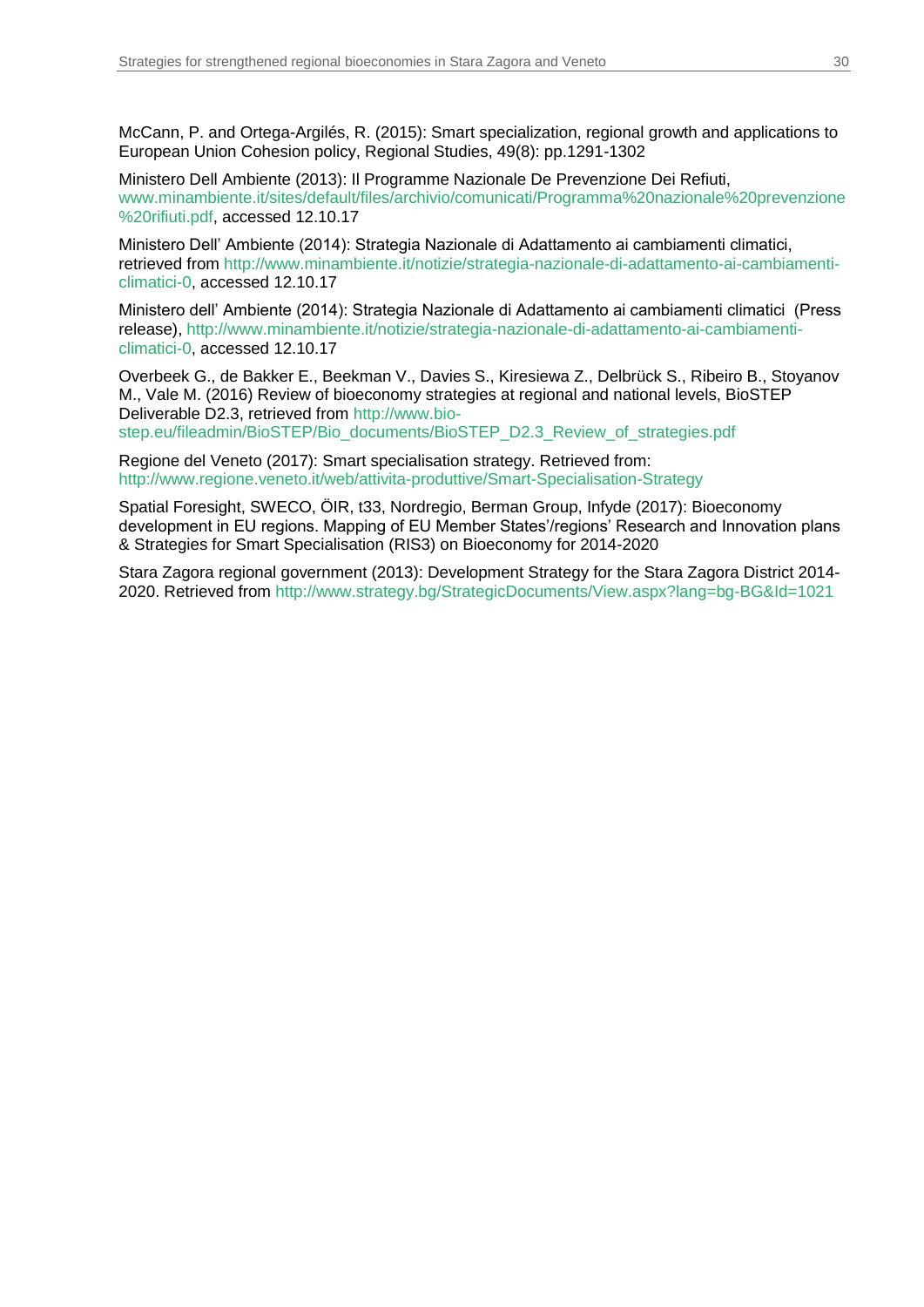McCann, P. and Ortega-Argilés, R. (2015): Smart specialization, regional growth and applications to European Union Cohesion policy, Regional Studies, 49(8): pp.1291-1302

Ministero Dell Ambiente (2013): Il Programme Nazionale De Prevenzione Dei Refiuti, www.minambiente.it/sites/default/files/archivio/comunicati/Programma%20nazionale%20prevenzione%20rifiuti.pdf, accessed 12.10.17

Ministero Dell' Ambiente (2014): Strategia Nazionale di Adattamento ai cambiamenti climatici, retrieved from http://www.minambiente.it/notizie/strategia-nazionale-di-adattamento-ai-cambiamenti-climatici-0, accessed 12.10.17

Ministero dell' Ambiente (2014): Strategia Nazionale di Adattamento ai cambiamenti climatici (Press release), http://www.minambiente.it/notizie/strategia-nazionale-di-adattamento-ai-cambiamenti-climatici-0, accessed 12.10.17

Overbeek G., de Bakker E., Beekman V., Davies S., Kiresiewa Z., Delbrück S., Ribeiro B., Stoyanov M., Vale M. (2016) Review of bioeconomy strategies at regional and national levels, BioSTEP Deliverable D2.3, retrieved from http://www.bio-step.eu/fileadmin/BioSTEP/Bio_documents/BioSTEP_D2.3_Review_of_strategies.pdf

Regione del Veneto (2017): Smart specialisation strategy. Retrieved from: http://www.regione.veneto.it/web/attivita-produttive/Smart-Specialisation-Strategy

Spatial Foresight, SWECO, ÖIR, t33, Nordregio, Berman Group, Infyde (2017): Bioeconomy development in EU regions. Mapping of EU Member States'/regions' Research and Innovation plans & Strategies for Smart Specialisation (RIS3) on Bioeconomy for 2014-2020

Stara Zagora regional government (2013): Development Strategy for the Stara Zagora District 2014-2020. Retrieved from http://www.strategy.bg/StrategicDocuments/View.aspx?lang=bg-BG&Id=1021